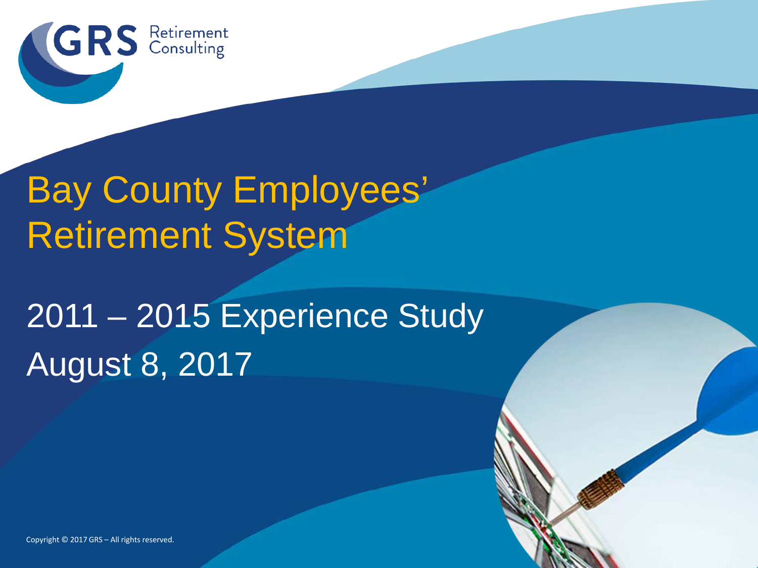# Bay County Employees' Retirement System

## 2011 – 2015 Experience Study

August 8, 2017

Copyright © 2017 GRS – All rights reserved.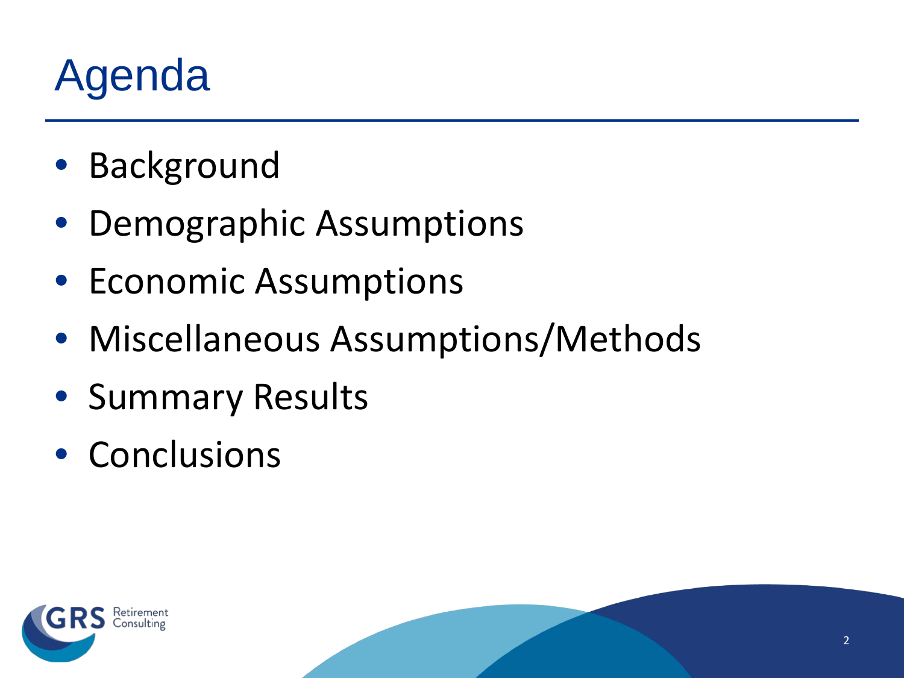# Agenda

- Background
- Demographic Assumptions
- Economic Assumptions
- Miscellaneous Assumptions/Methods
- Summary Results
- Conclusions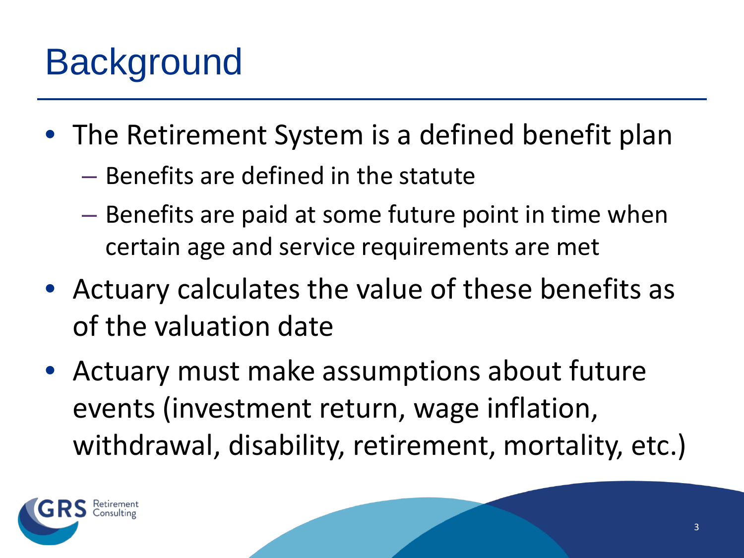# Background

- The Retirement System is a defined benefit plan
  - Benefits are defined in the statute
  - Benefits are paid at some future point in time when certain age and service requirements are met
- Actuary calculates the value of these benefits as of the valuation date
- Actuary must make assumptions about future events (investment return, wage inflation, withdrawal, disability, retirement, mortality, etc.)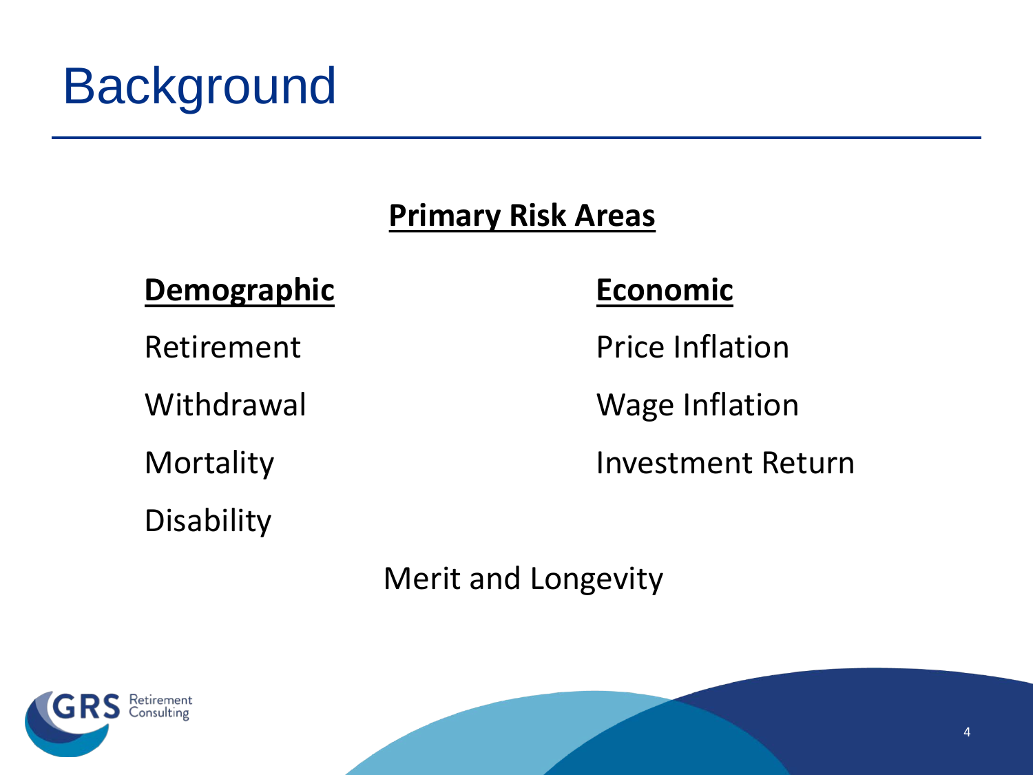# Background

## Primary Risk Areas

| **Demographic** | **Economic** |
| --- | --- |
| Retirement | Price Inflation |
| Withdrawal | Wage Inflation |
| Mortality | Investment Return |
| Disability | |

Merit and Longevity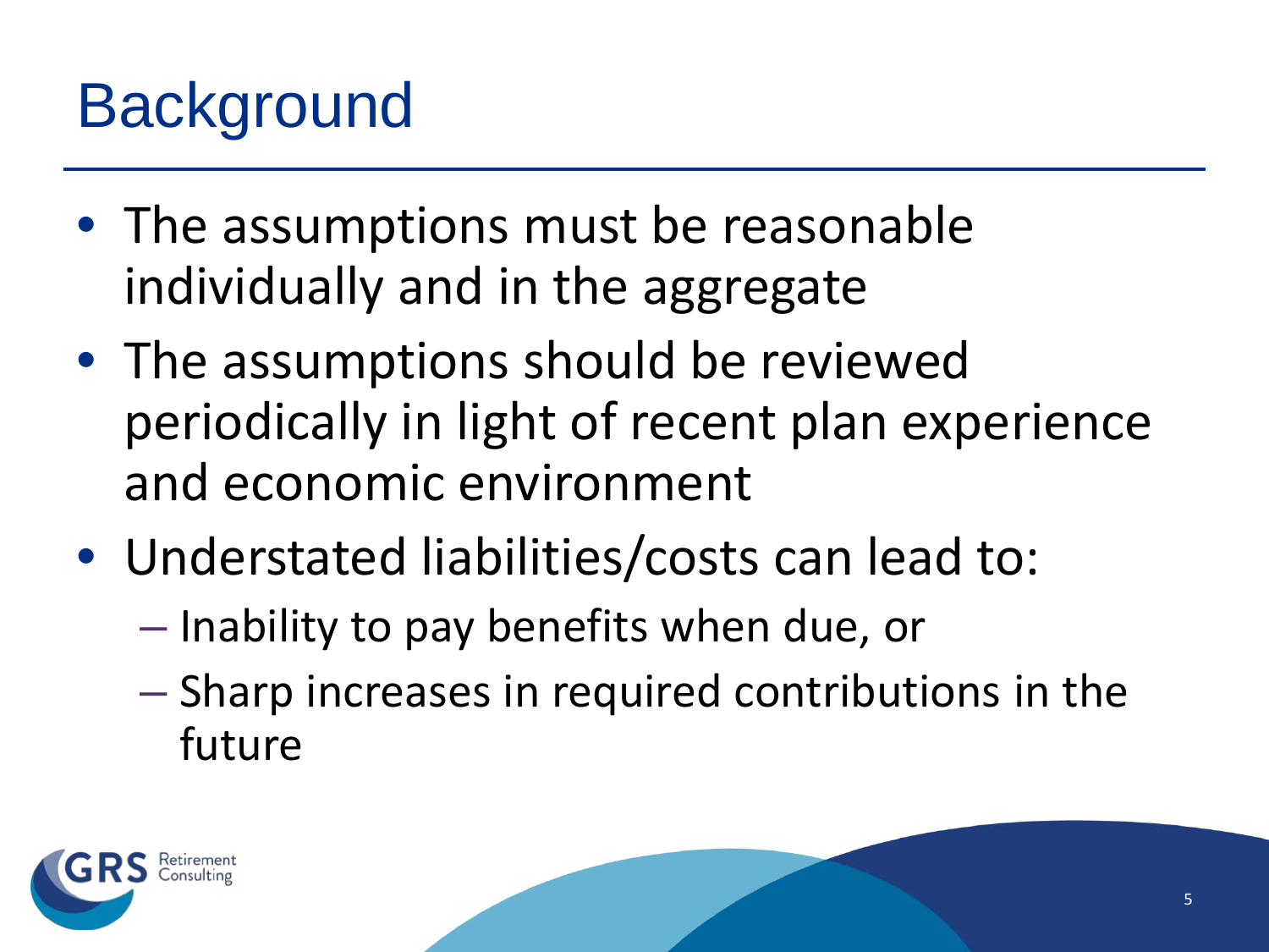# Background

- The assumptions must be reasonable individually and in the aggregate
- The assumptions should be reviewed periodically in light of recent plan experience and economic environment
- Understated liabilities/costs can lead to:
  - Inability to pay benefits when due, or
  - Sharp increases in required contributions in the future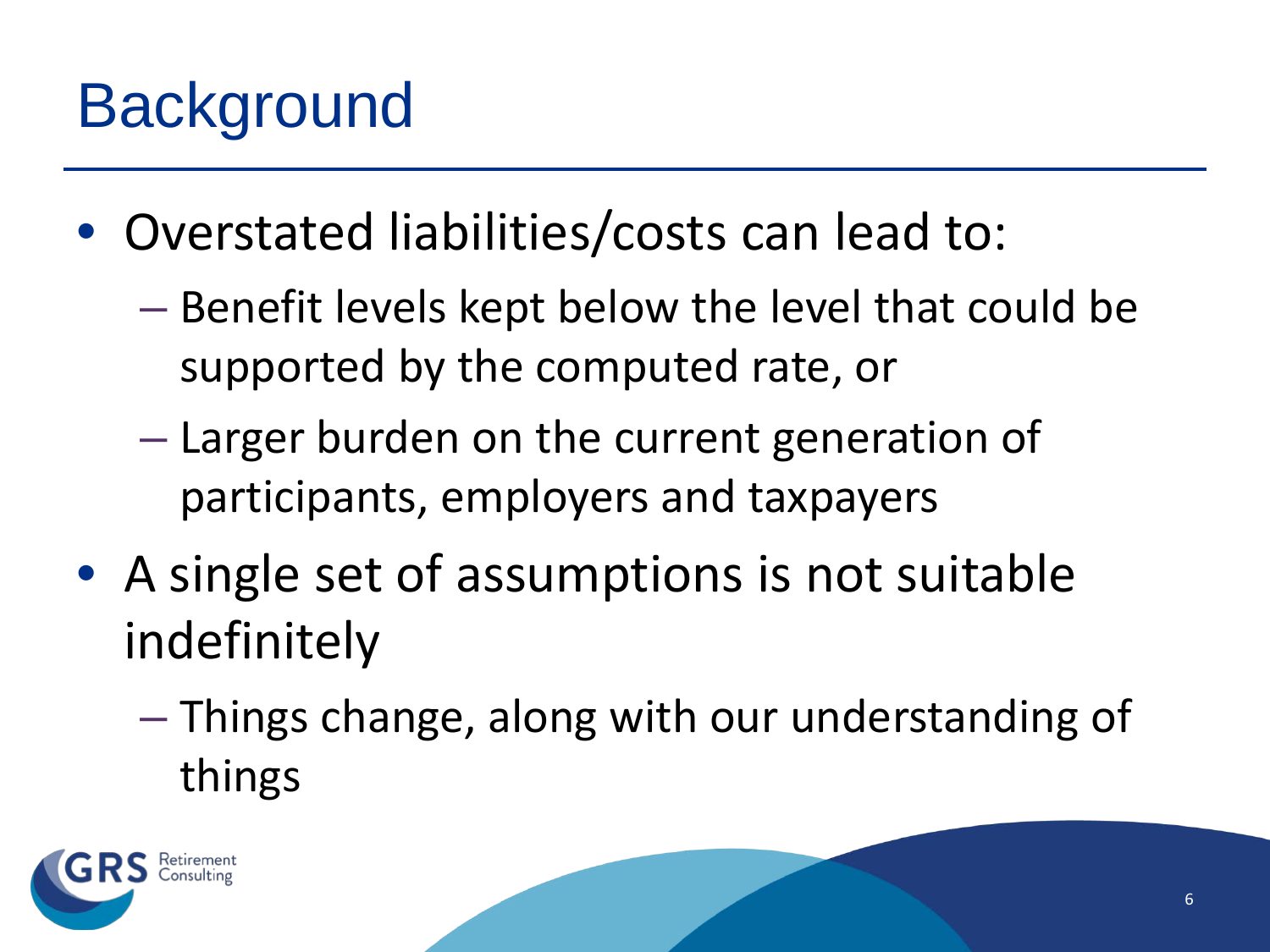# Background

- Overstated liabilities/costs can lead to:
  - Benefit levels kept below the level that could be supported by the computed rate, or
  - Larger burden on the current generation of participants, employers and taxpayers
- A single set of assumptions is not suitable indefinitely
  - Things change, along with our understanding of things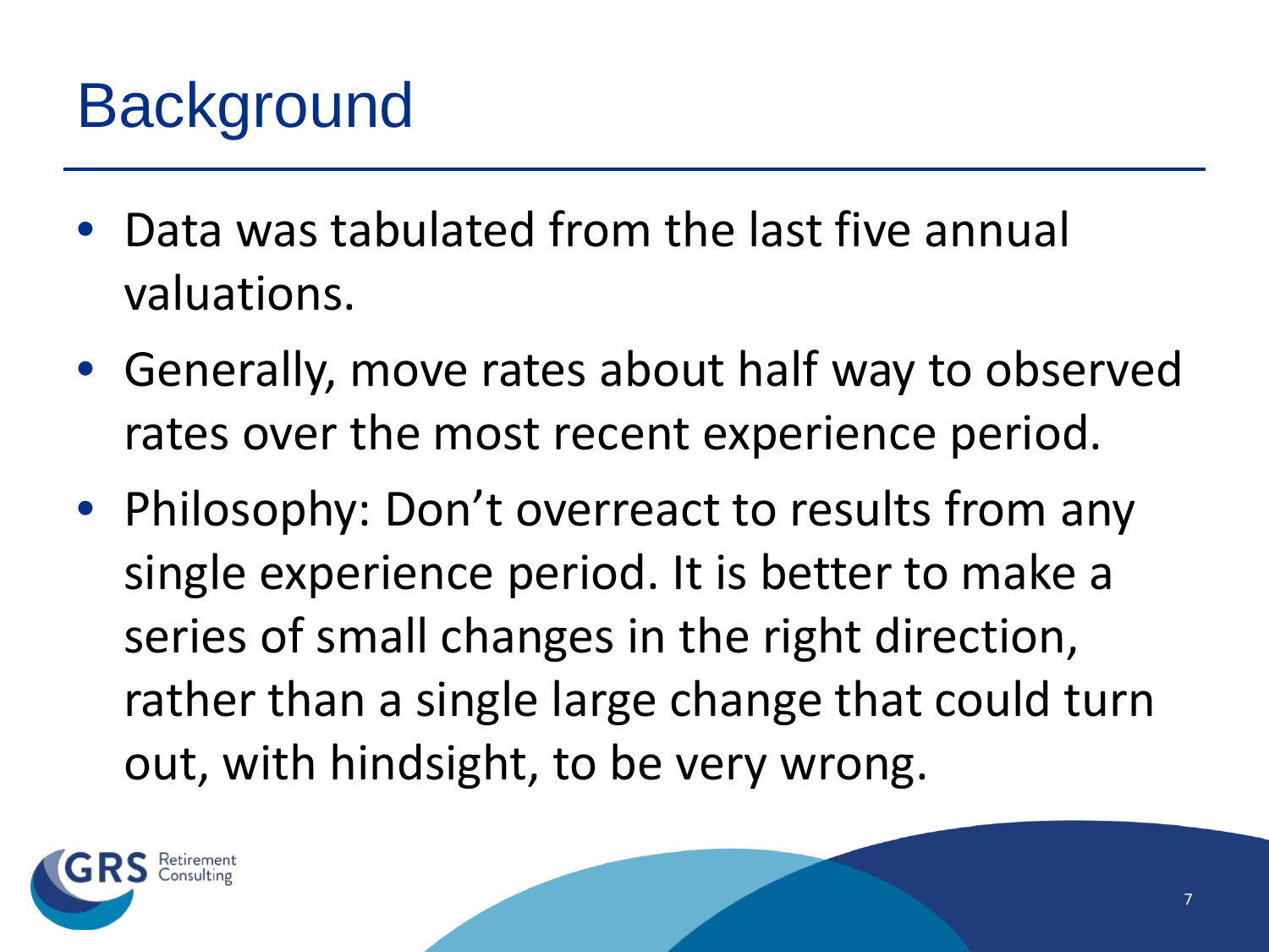# Background

- Data was tabulated from the last five annual valuations.
- Generally, move rates about half way to observed rates over the most recent experience period.
- Philosophy: Don't overreact to results from any single experience period. It is better to make a series of small changes in the right direction, rather than a single large change that could turn out, with hindsight, to be very wrong.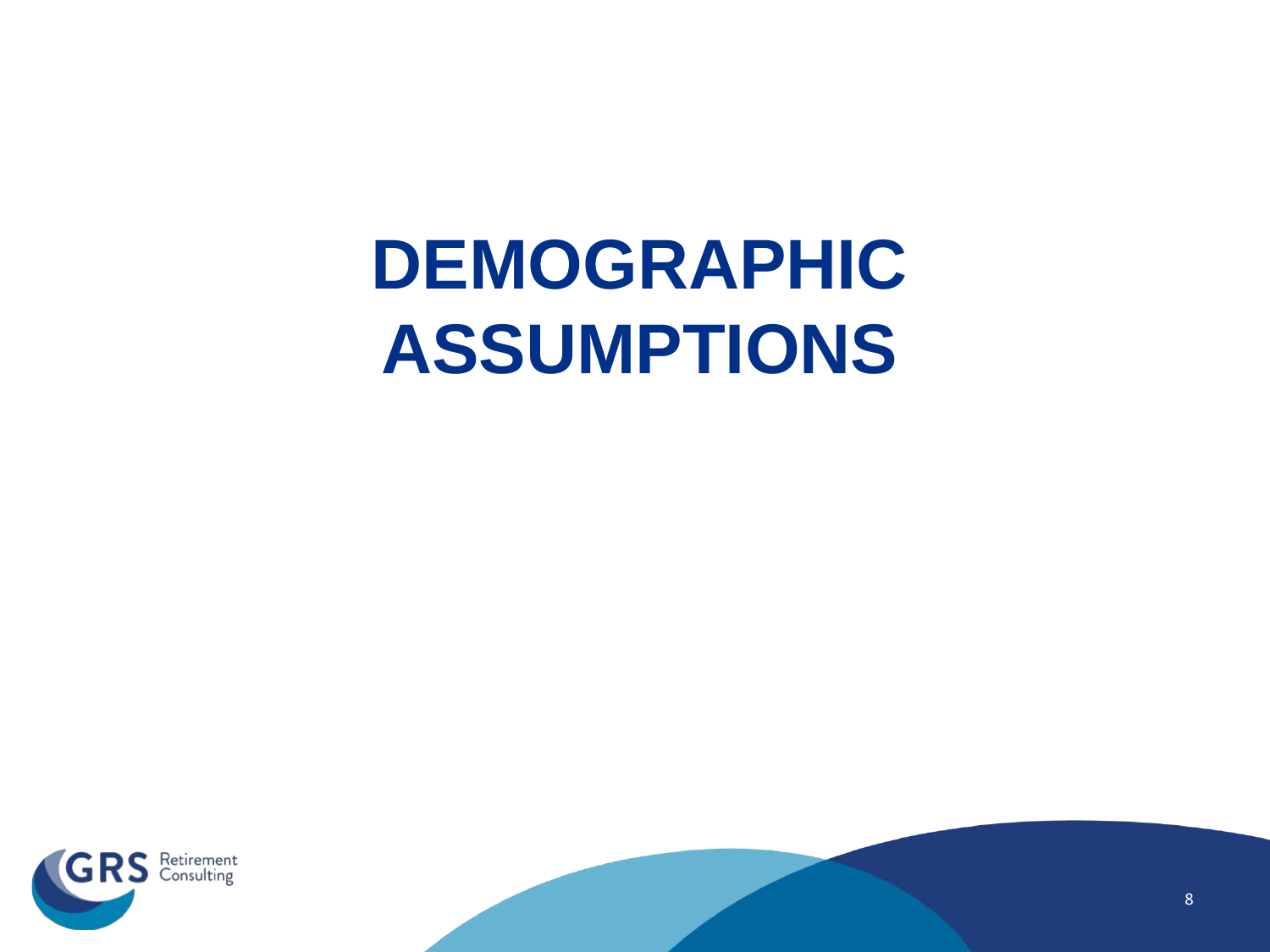# DEMOGRAPHIC ASSUMPTIONS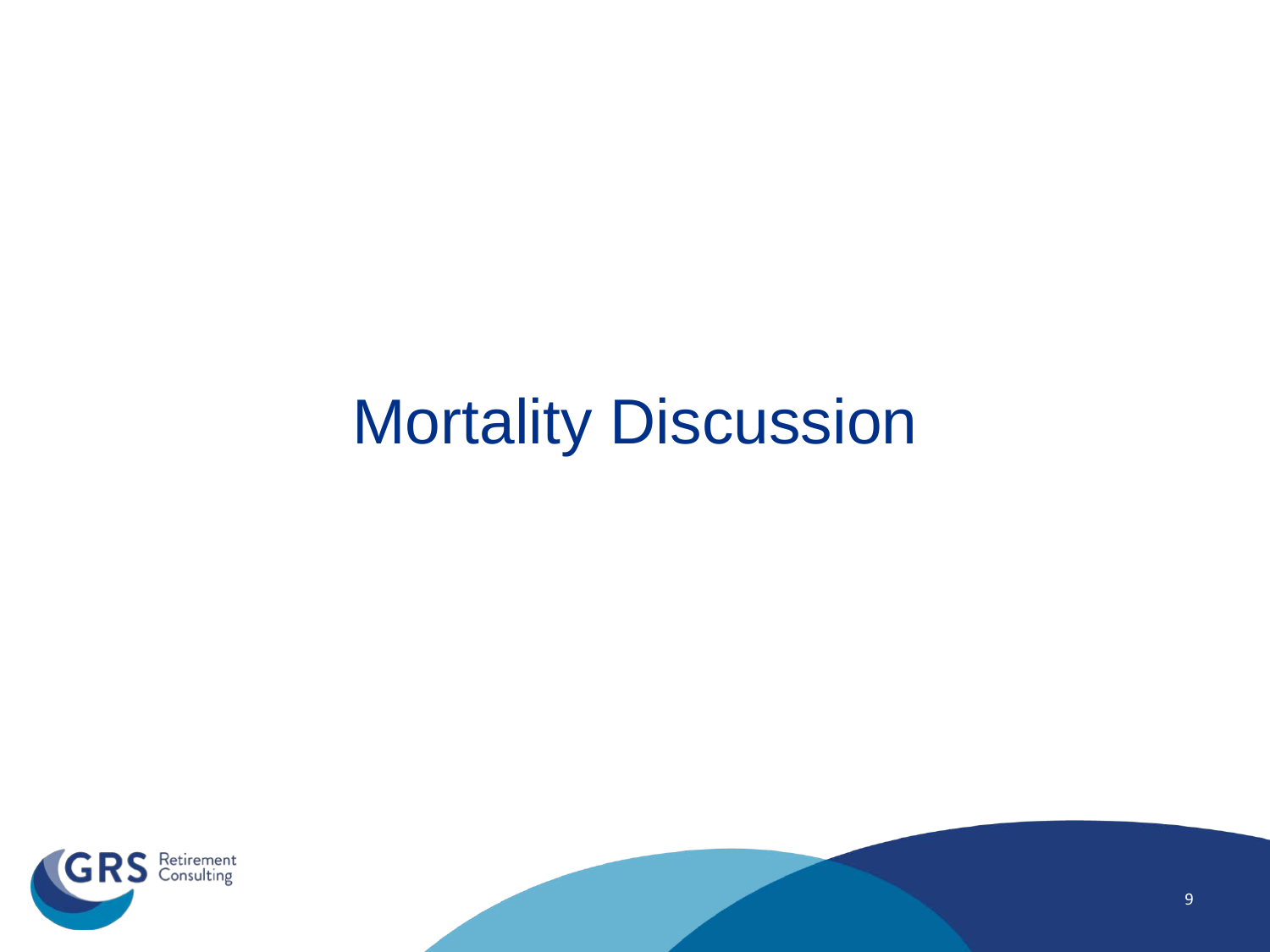# Mortality Discussion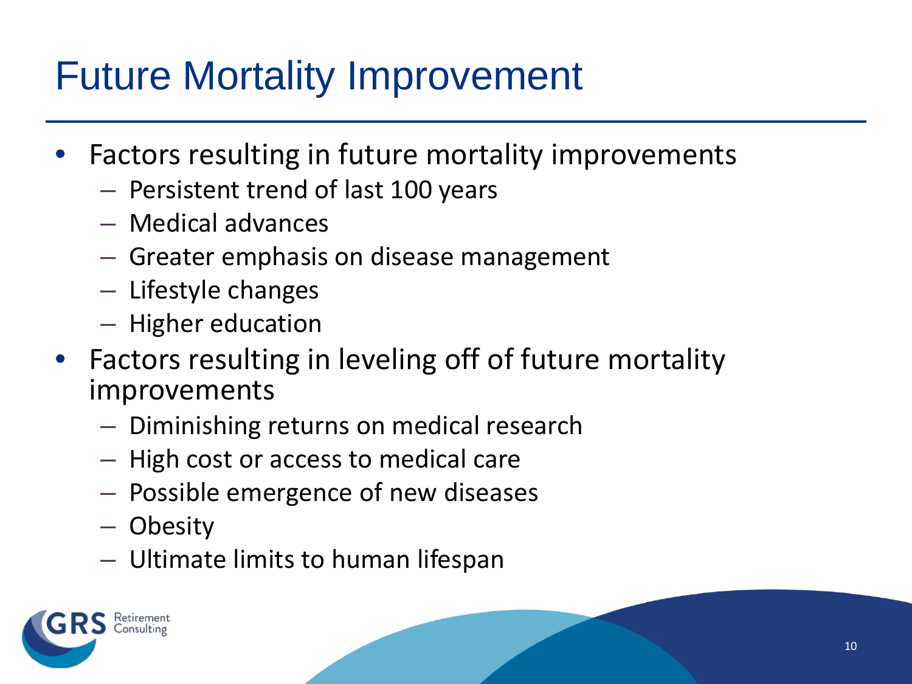# Future Mortality Improvement

- Factors resulting in future mortality improvements
  - Persistent trend of last 100 years
  - Medical advances
  - Greater emphasis on disease management
  - Lifestyle changes
  - Higher education
- Factors resulting in leveling off of future mortality improvements
  - Diminishing returns on medical research
  - High cost or access to medical care
  - Possible emergence of new diseases
  - Obesity
  - Ultimate limits to human lifespan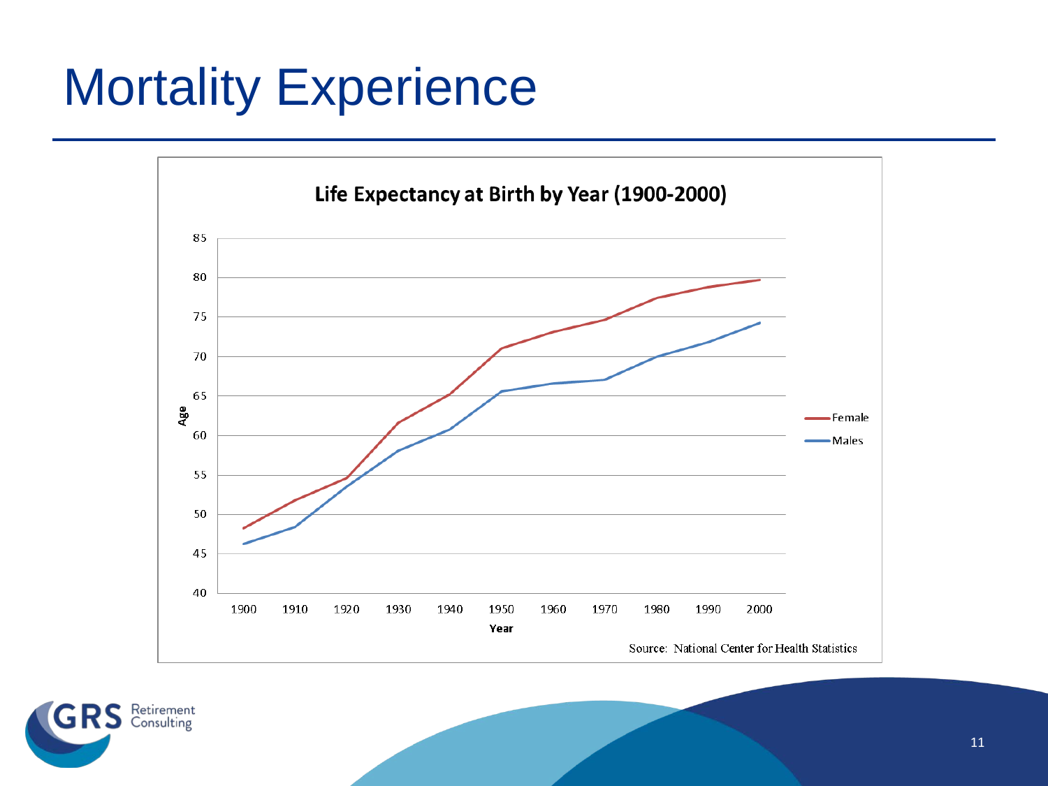# Mortality Experience

**Life Expectancy at Birth by Year (1900-2000)**

Source: National Center for Health Statistics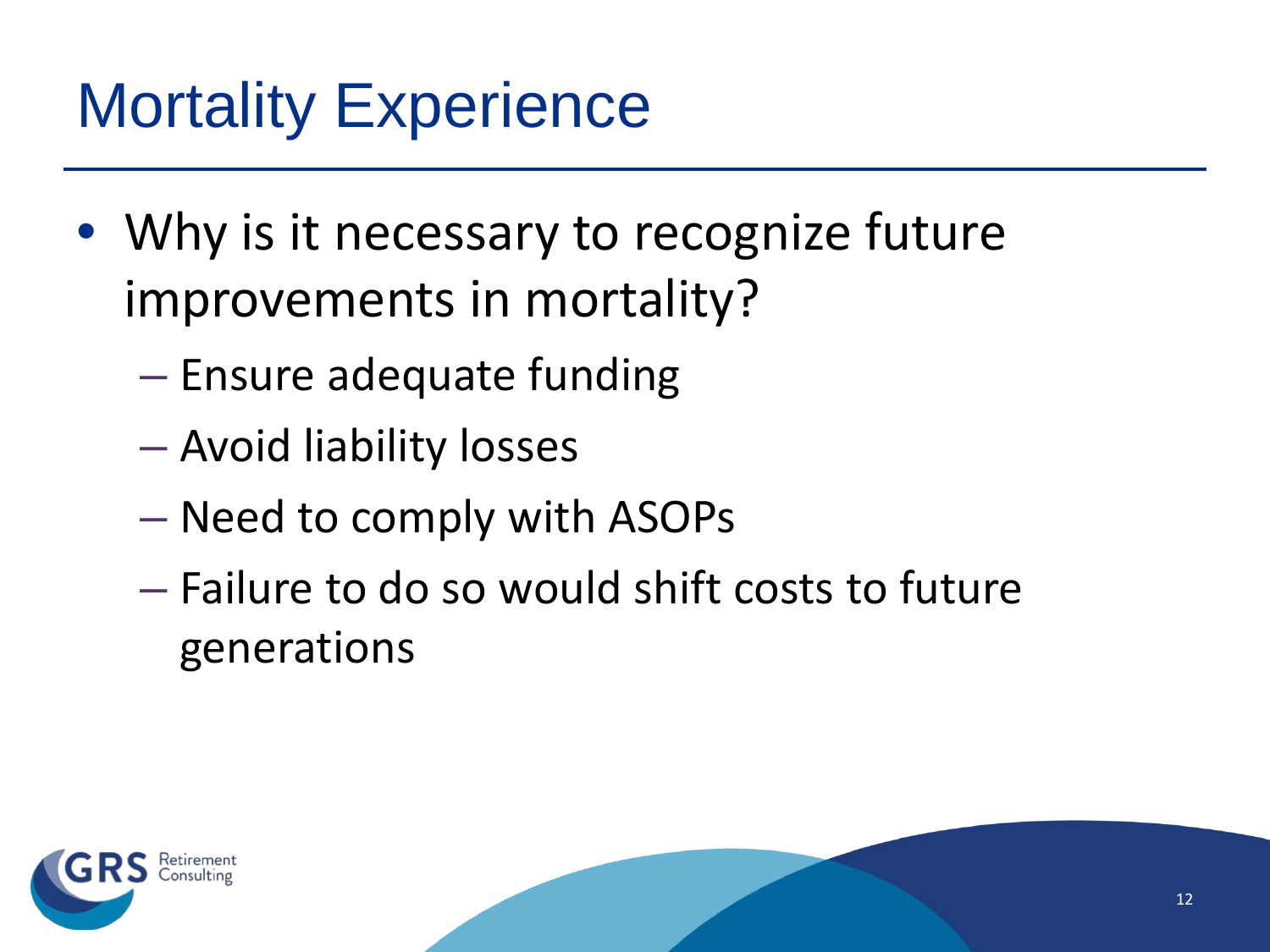# Mortality Experience

- Why is it necessary to recognize future improvements in mortality?
  - Ensure adequate funding
  - Avoid liability losses
  - Need to comply with ASOPs
  - Failure to do so would shift costs to future generations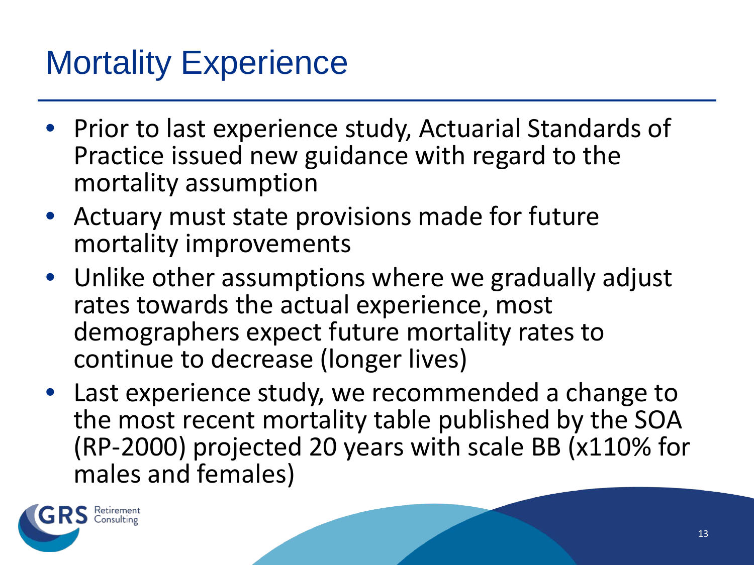# Mortality Experience

- Prior to last experience study, Actuarial Standards of Practice issued new guidance with regard to the mortality assumption
- Actuary must state provisions made for future mortality improvements
- Unlike other assumptions where we gradually adjust rates towards the actual experience, most demographers expect future mortality rates to continue to decrease (longer lives)
- Last experience study, we recommended a change to the most recent mortality table published by the SOA (RP-2000) projected 20 years with scale BB (x110% for males and females)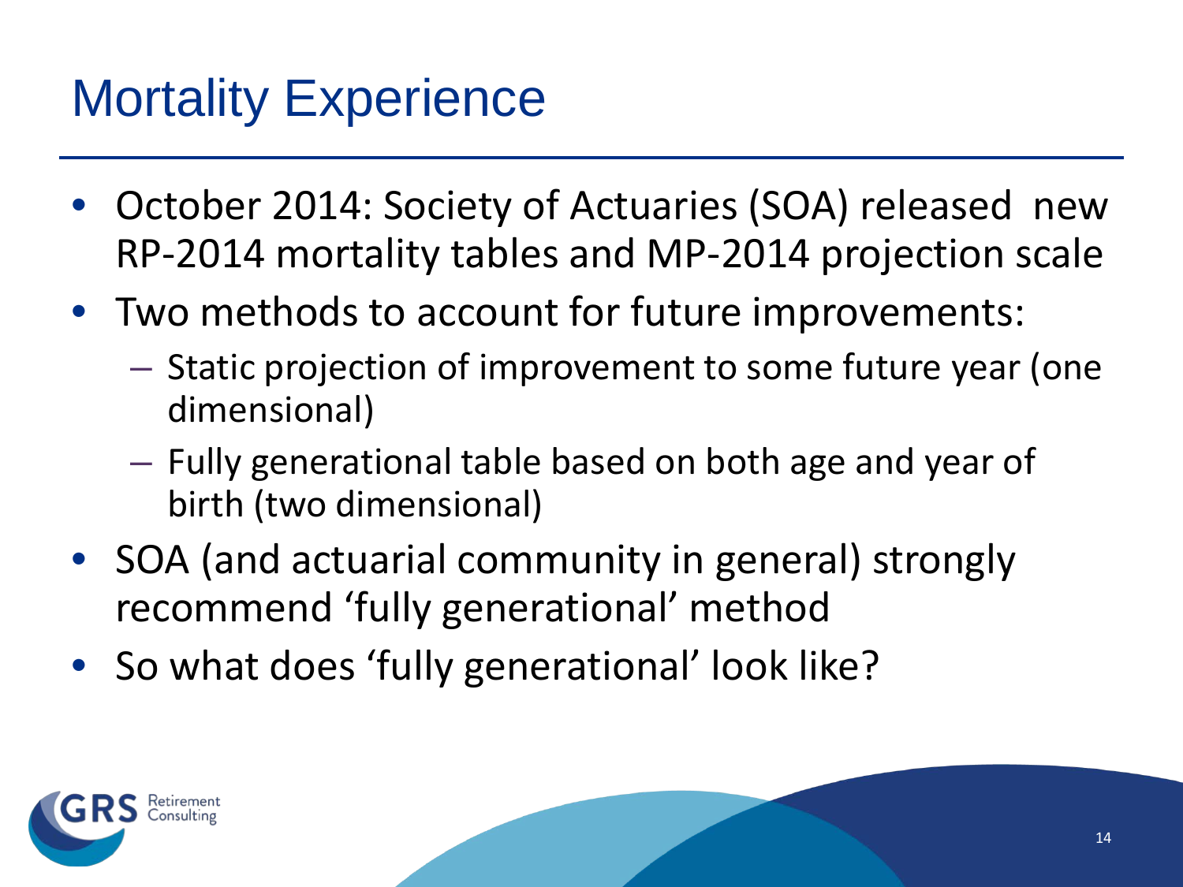# Mortality Experience

- October 2014: Society of Actuaries (SOA) released new RP-2014 mortality tables and MP-2014 projection scale
- Two methods to account for future improvements:
  - Static projection of improvement to some future year (one dimensional)
  - Fully generational table based on both age and year of birth (two dimensional)
- SOA (and actuarial community in general) strongly recommend 'fully generational' method
- So what does 'fully generational' look like?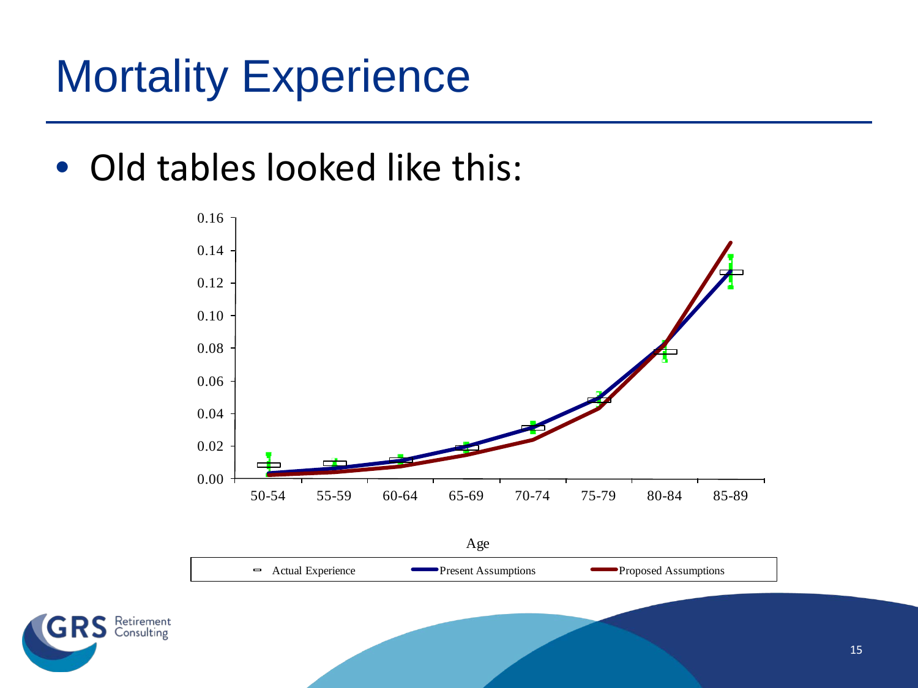# Mortality Experience

- Old tables looked like this: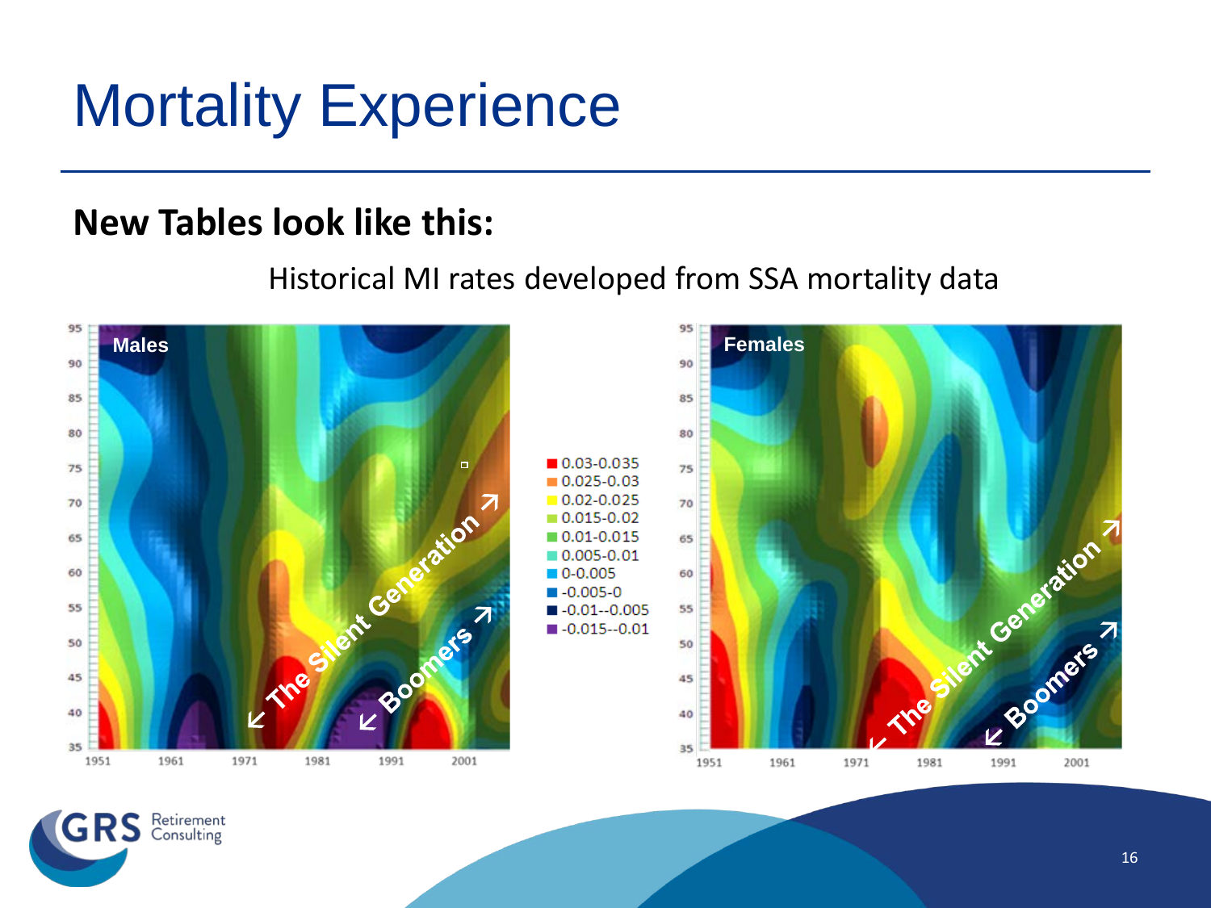# Mortality Experience

**New Tables look like this:**

Historical MI rates developed from SSA mortality data

Males

Females

- 0.03-0.035
- 0.025-0.03
- 0.02-0.025
- 0.015-0.02
- 0.01-0.015
- 0.005-0.01
- 0-0.005
- -0.005-0
- -0.01--0.005
- -0.015--0.01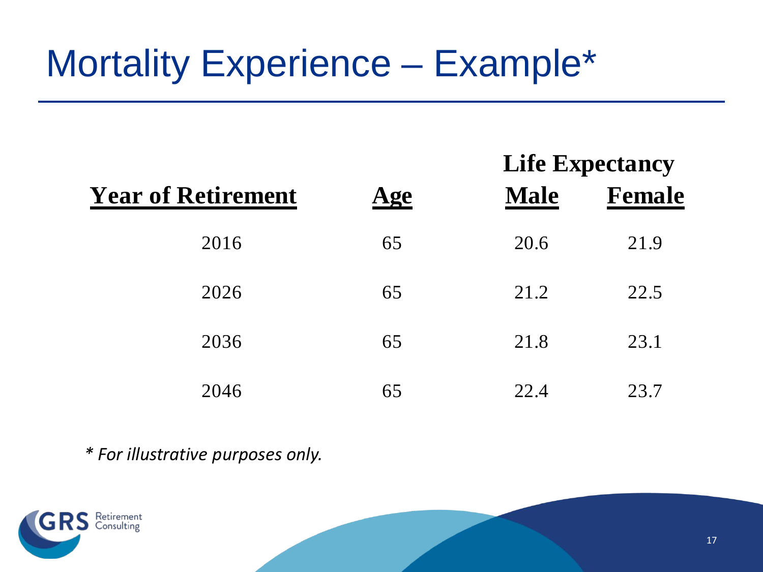# Mortality Experience – Example*

| Year of Retirement | Age | Life Expectancy | |
|---|---|---|---|
| | | Male | Female |
| 2016 | 65 | 20.6 | 21.9 |
| 2026 | 65 | 21.2 | 22.5 |
| 2036 | 65 | 21.8 | 23.1 |
| 2046 | 65 | 22.4 | 23.7 |

*\* For illustrative purposes only.*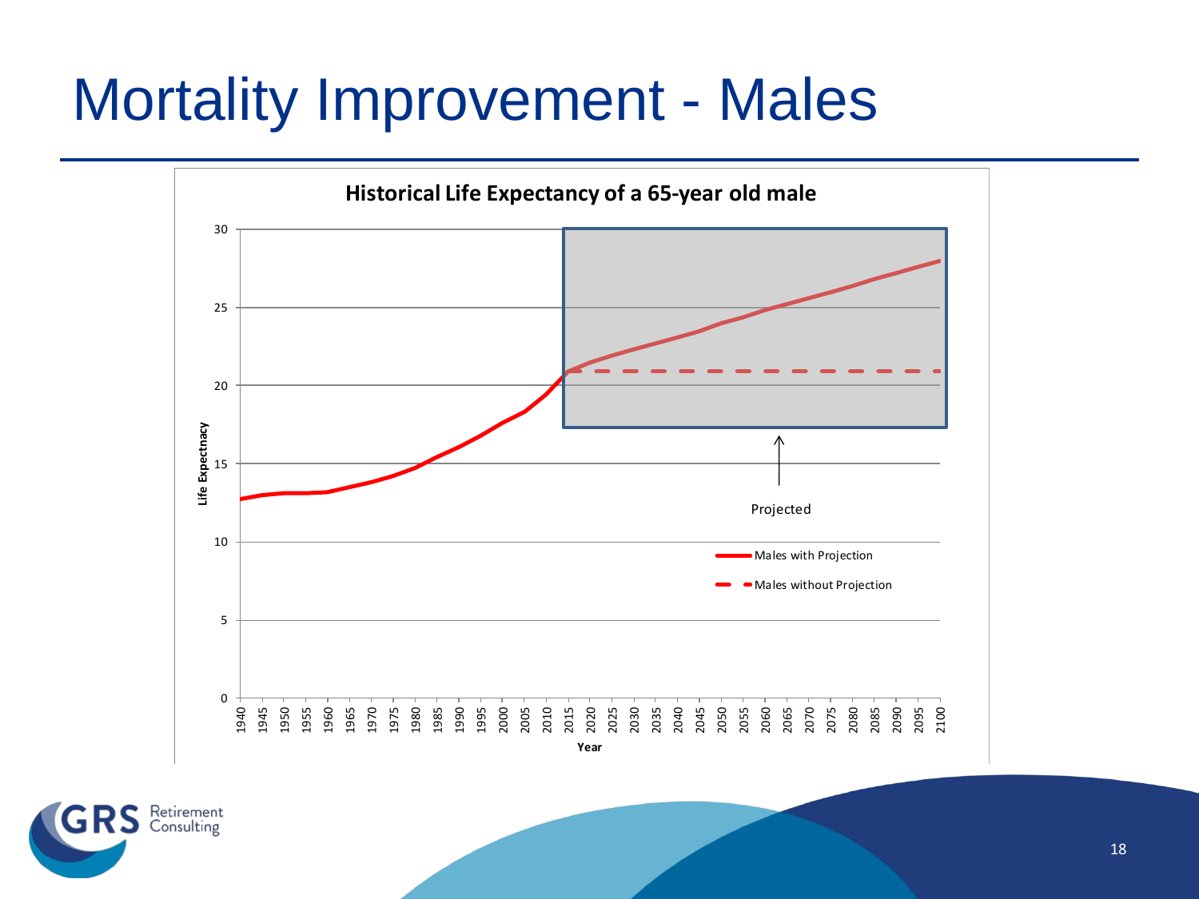# Mortality Improvement - Males

**Historical Life Expectancy of a 65-year old male**

Life Expectnacy

Projected

Males with Projection

Males without Projection

Year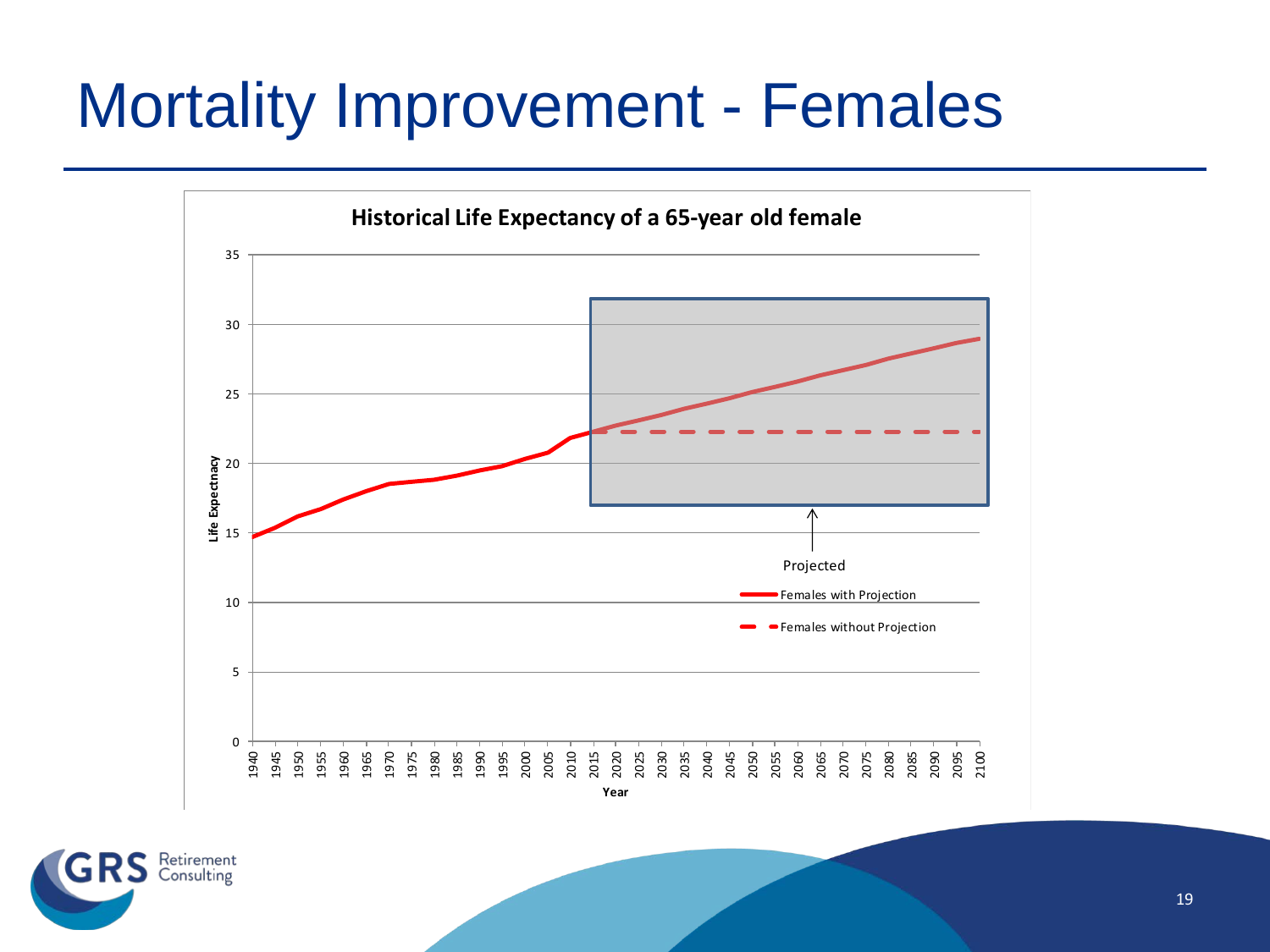# Mortality Improvement - Females

**Historical Life Expectancy of a 65-year old female**

Life Expectnacy

Year

Projected

Females with Projection

Females without Projection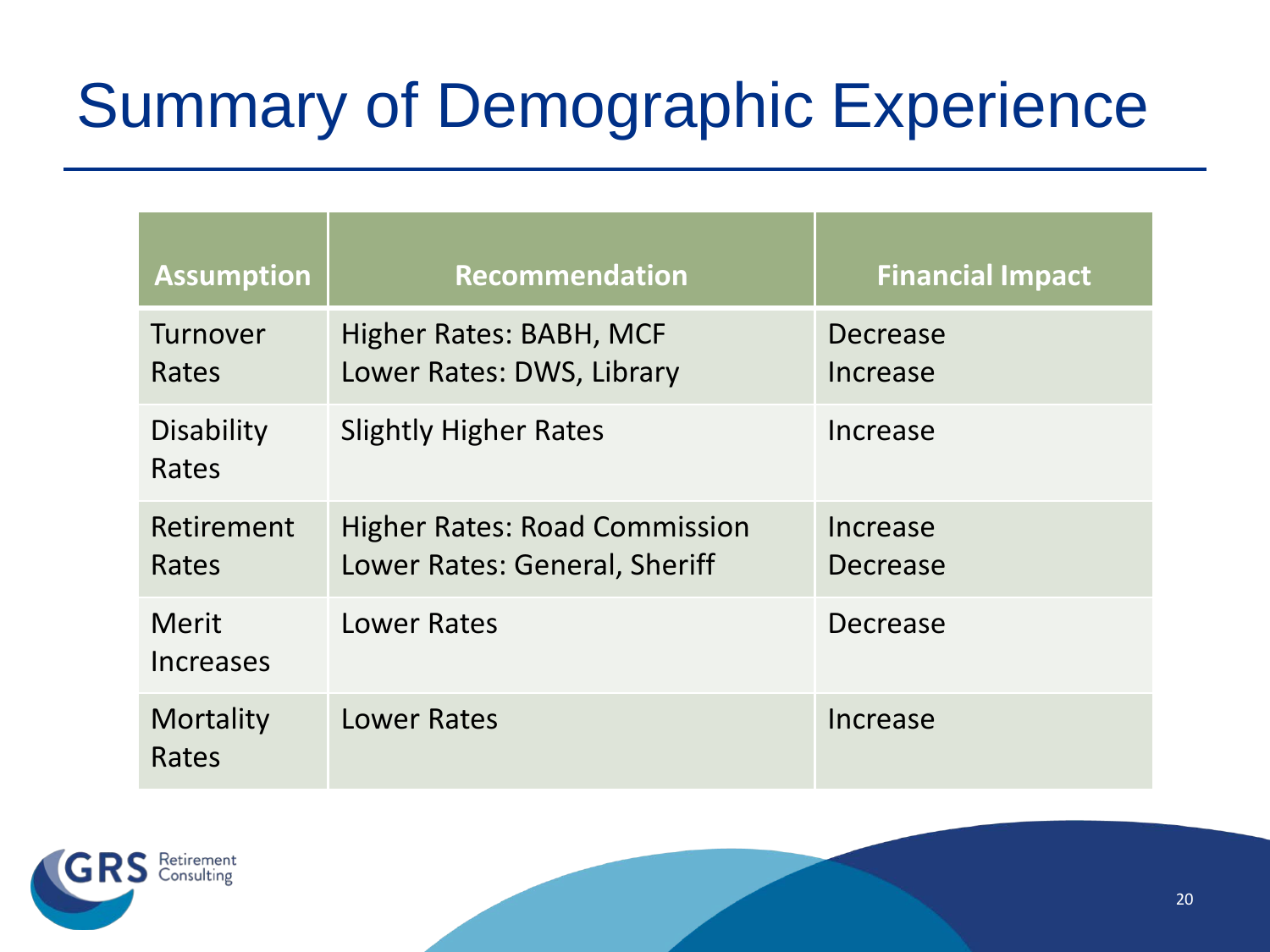# Summary of Demographic Experience

| Assumption | Recommendation | Financial Impact |
|---|---|---|
| Turnover Rates | Higher Rates: BABH, MCF<br>Lower Rates: DWS, Library | Decrease<br>Increase |
| Disability Rates | Slightly Higher Rates | Increase |
| Retirement Rates | Higher Rates: Road Commission<br>Lower Rates: General, Sheriff | Increase<br>Decrease |
| Merit Increases | Lower Rates | Decrease |
| Mortality Rates | Lower Rates | Increase |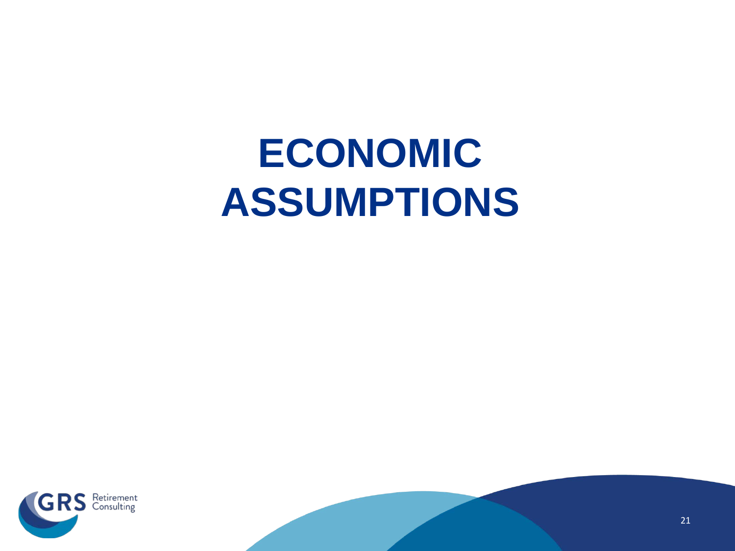# ECONOMIC ASSUMPTIONS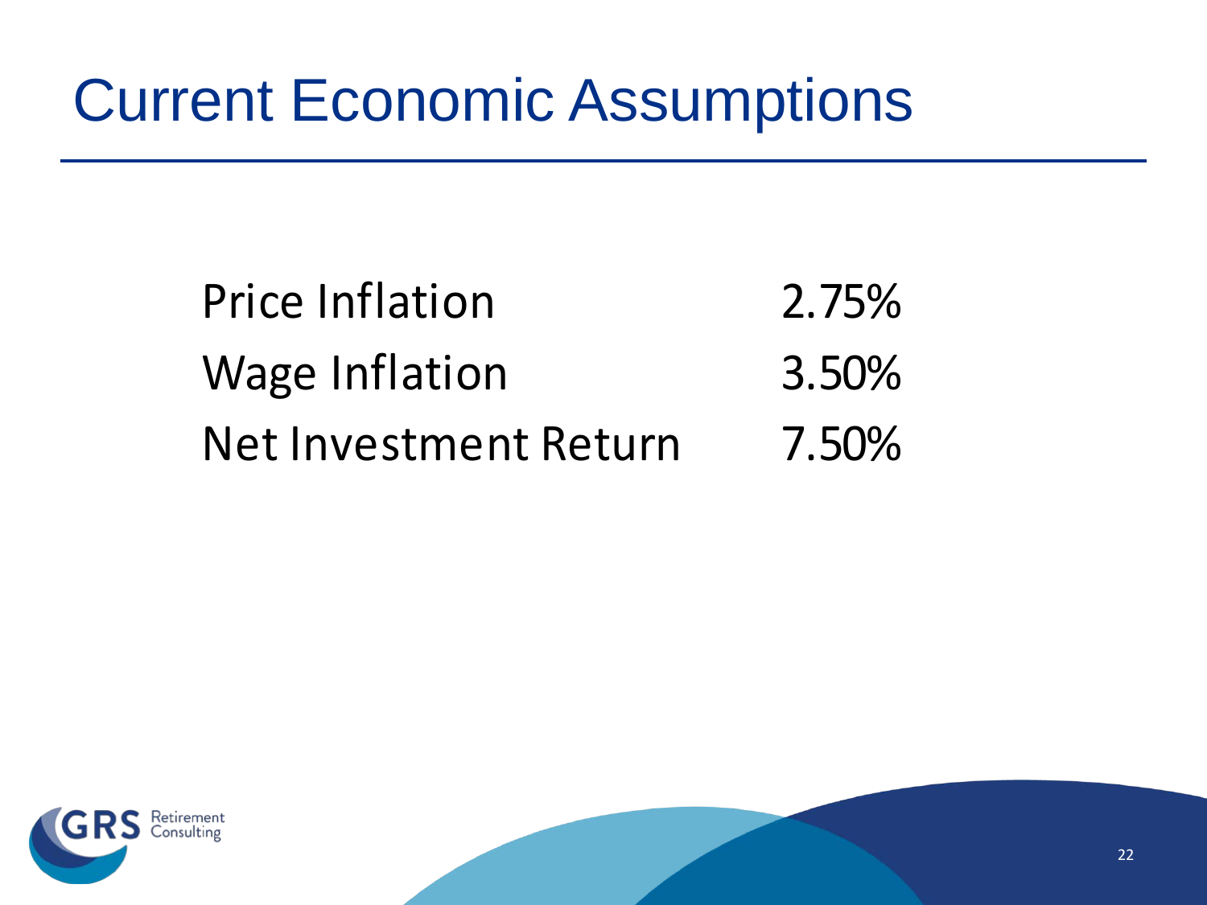# Current Economic Assumptions

| | |
|---|---|
| Price Inflation | 2.75% |
| Wage Inflation | 3.50% |
| Net Investment Return | 7.50% |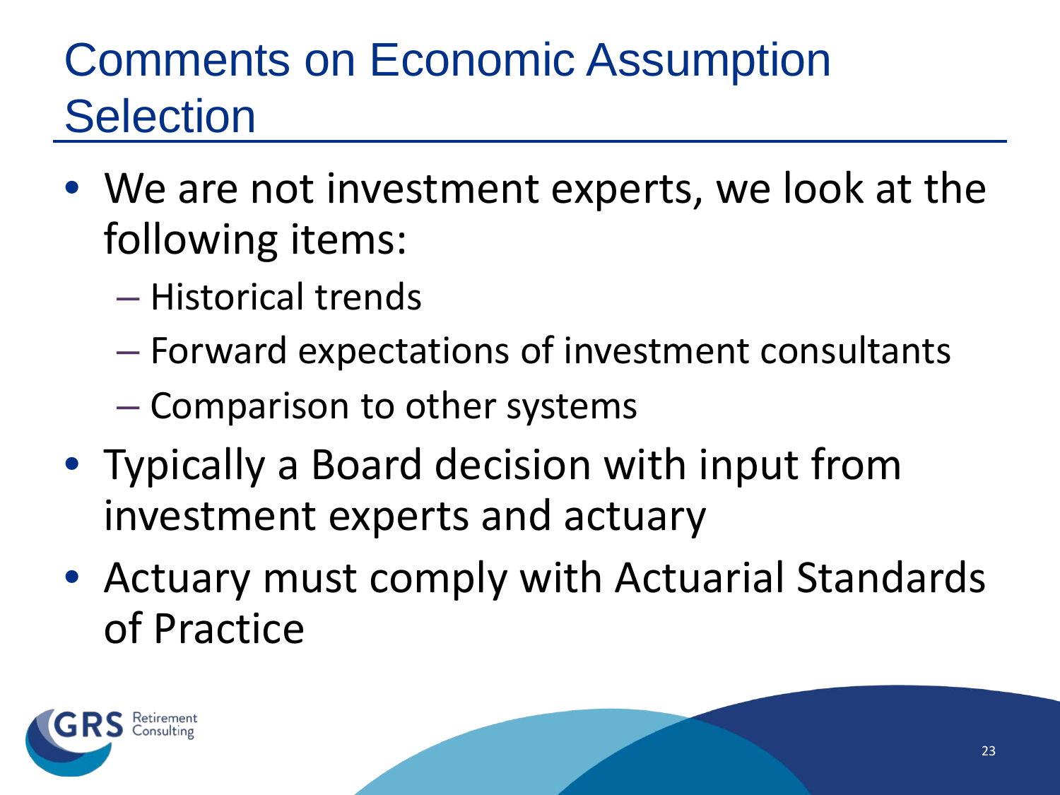# Comments on Economic Assumption Selection

- We are not investment experts, we look at the following items:
  - Historical trends
  - Forward expectations of investment consultants
  - Comparison to other systems
- Typically a Board decision with input from investment experts and actuary
- Actuary must comply with Actuarial Standards of Practice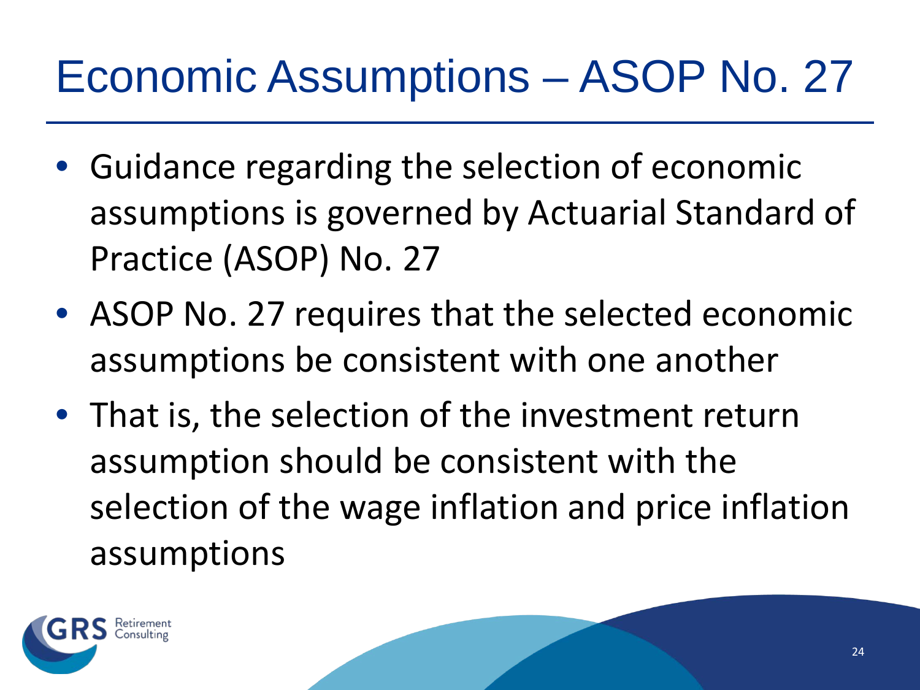# Economic Assumptions – ASOP No. 27

- Guidance regarding the selection of economic assumptions is governed by Actuarial Standard of Practice (ASOP) No. 27
- ASOP No. 27 requires that the selected economic assumptions be consistent with one another
- That is, the selection of the investment return assumption should be consistent with the selection of the wage inflation and price inflation assumptions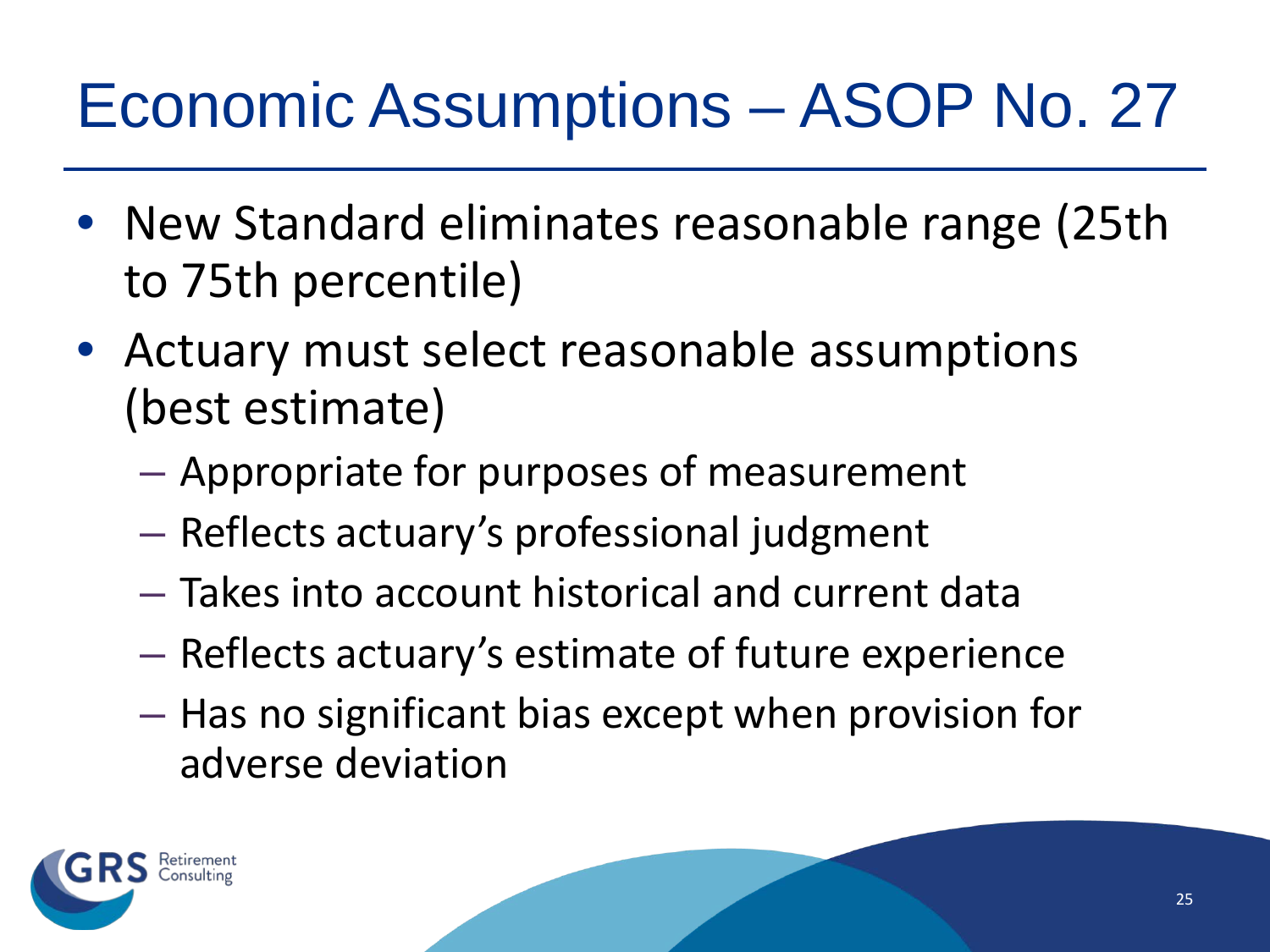# Economic Assumptions – ASOP No. 27

- New Standard eliminates reasonable range (25th to 75th percentile)
- Actuary must select reasonable assumptions (best estimate)
  - Appropriate for purposes of measurement
  - Reflects actuary's professional judgment
  - Takes into account historical and current data
  - Reflects actuary's estimate of future experience
  - Has no significant bias except when provision for adverse deviation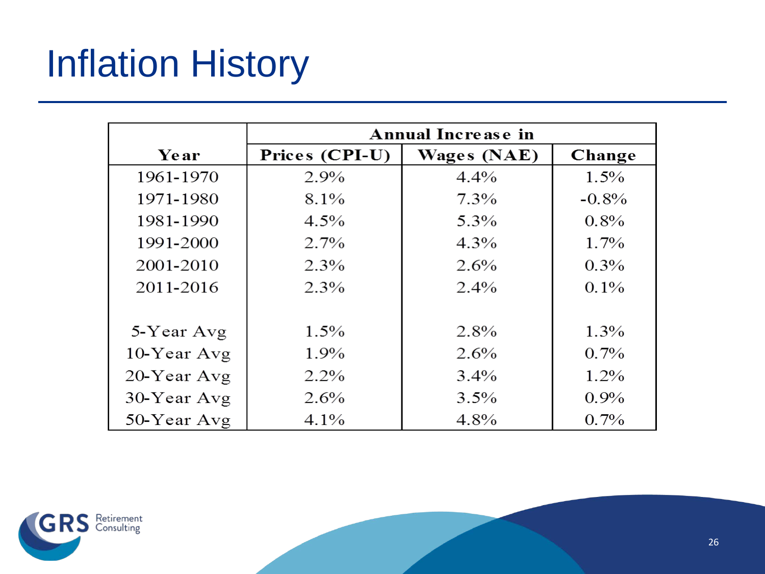# Inflation History

| Year | Annual Increase in | | |
|---|---|---|---|
| | Prices (CPI-U) | Wages (NAE) | Change |
| 1961-1970 | 2.9% | 4.4% | 1.5% |
| 1971-1980 | 8.1% | 7.3% | -0.8% |
| 1981-1990 | 4.5% | 5.3% | 0.8% |
| 1991-2000 | 2.7% | 4.3% | 1.7% |
| 2001-2010 | 2.3% | 2.6% | 0.3% |
| 2011-2016 | 2.3% | 2.4% | 0.1% |
| | | | |
| 5-Year Avg | 1.5% | 2.8% | 1.3% |
| 10-Year Avg | 1.9% | 2.6% | 0.7% |
| 20-Year Avg | 2.2% | 3.4% | 1.2% |
| 30-Year Avg | 2.6% | 3.5% | 0.9% |
| 50-Year Avg | 4.1% | 4.8% | 0.7% |

GRS Retirement Consulting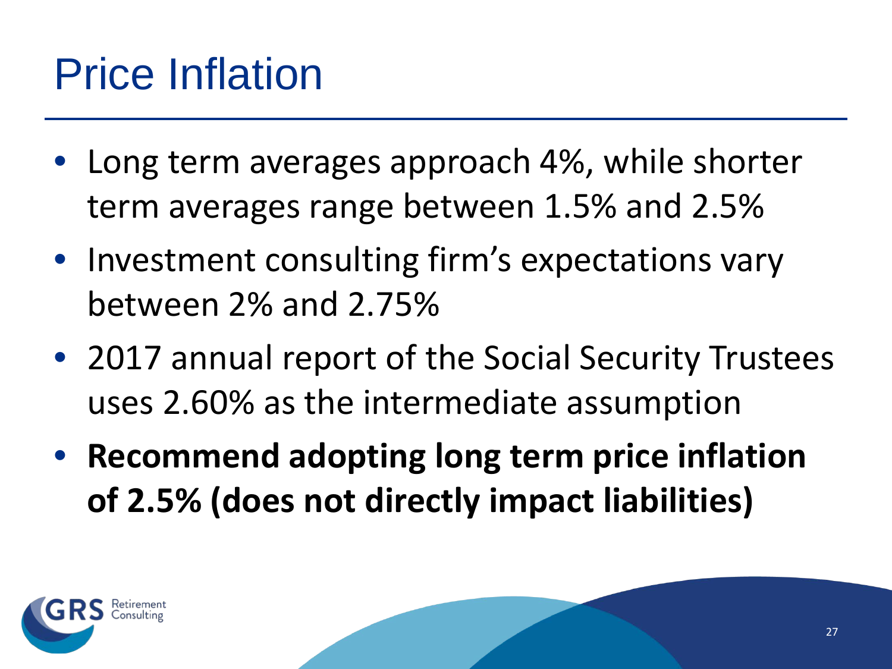# Price Inflation

- Long term averages approach 4%, while shorter term averages range between 1.5% and 2.5%
- Investment consulting firm's expectations vary between 2% and 2.75%
- 2017 annual report of the Social Security Trustees uses 2.60% as the intermediate assumption
- **Recommend adopting long term price inflation of 2.5% (does not directly impact liabilities)**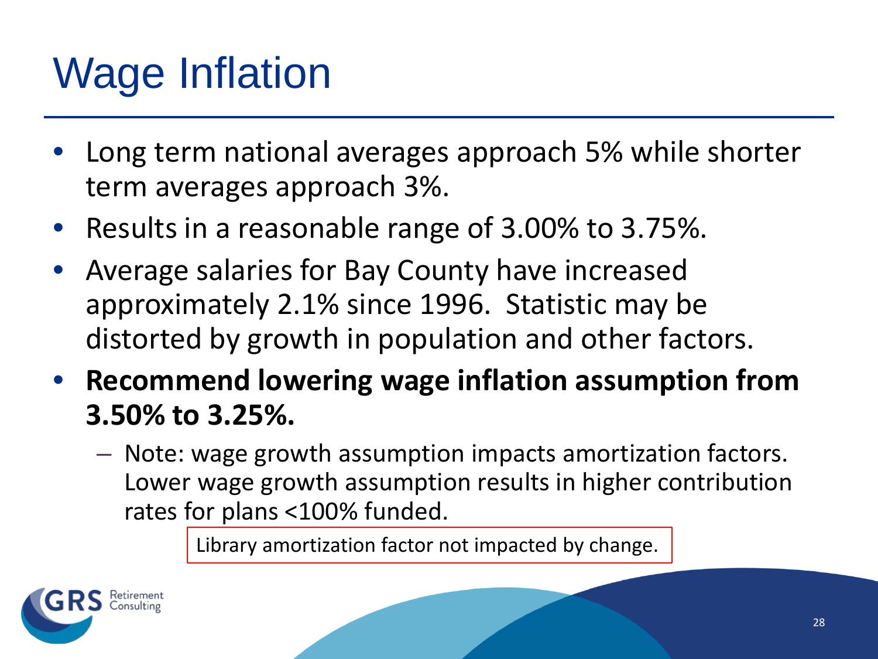# Wage Inflation

- Long term national averages approach 5% while shorter term averages approach 3%.
- Results in a reasonable range of 3.00% to 3.75%.
- Average salaries for Bay County have increased approximately 2.1% since 1996. Statistic may be distorted by growth in population and other factors.
- **Recommend lowering wage inflation assumption from 3.50% to 3.25%.**
  - Note: wage growth assumption impacts amortization factors. Lower wage growth assumption results in higher contribution rates for plans <100% funded.

Library amortization factor not impacted by change.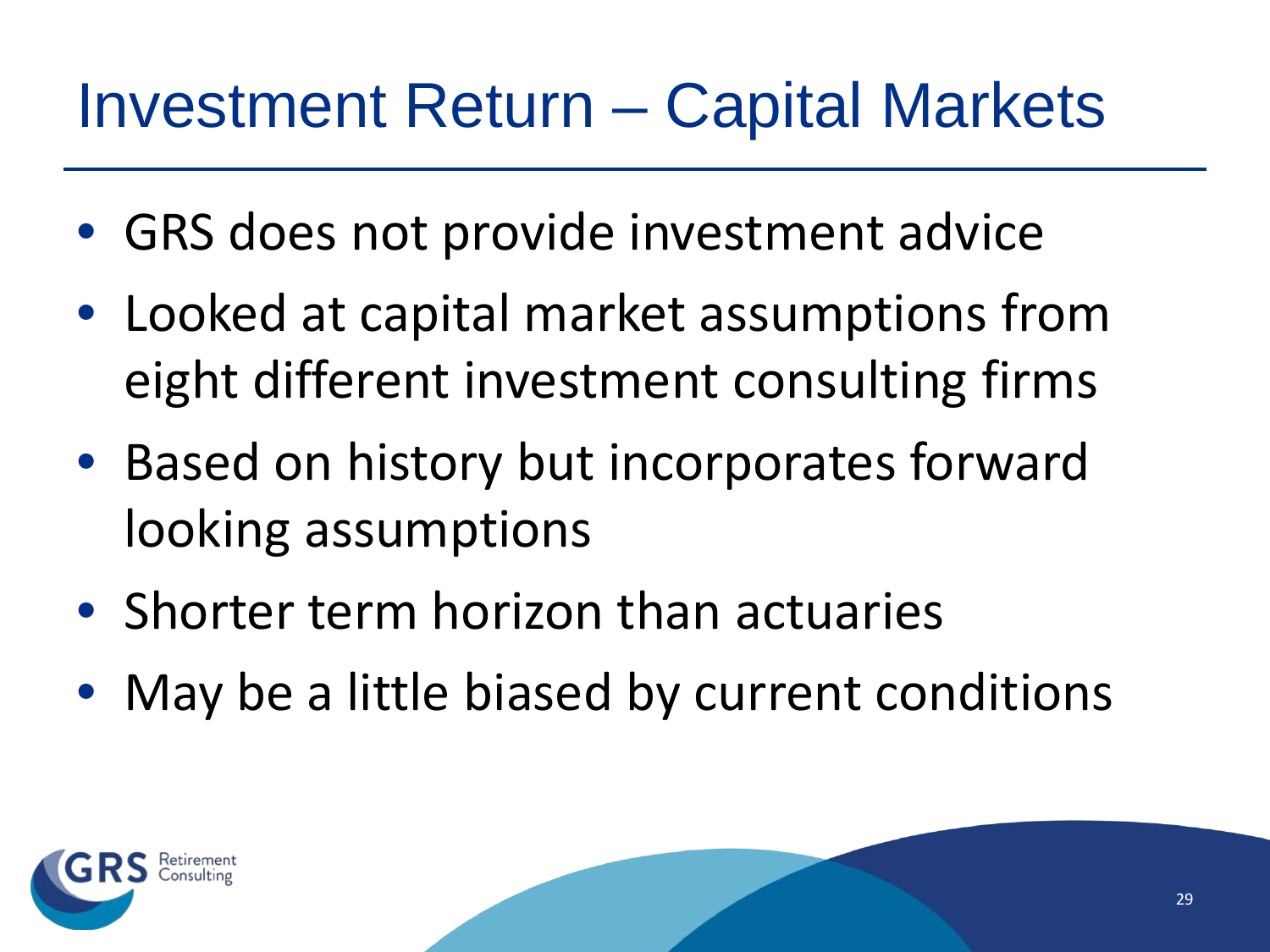# Investment Return – Capital Markets

- GRS does not provide investment advice
- Looked at capital market assumptions from eight different investment consulting firms
- Based on history but incorporates forward looking assumptions
- Shorter term horizon than actuaries
- May be a little biased by current conditions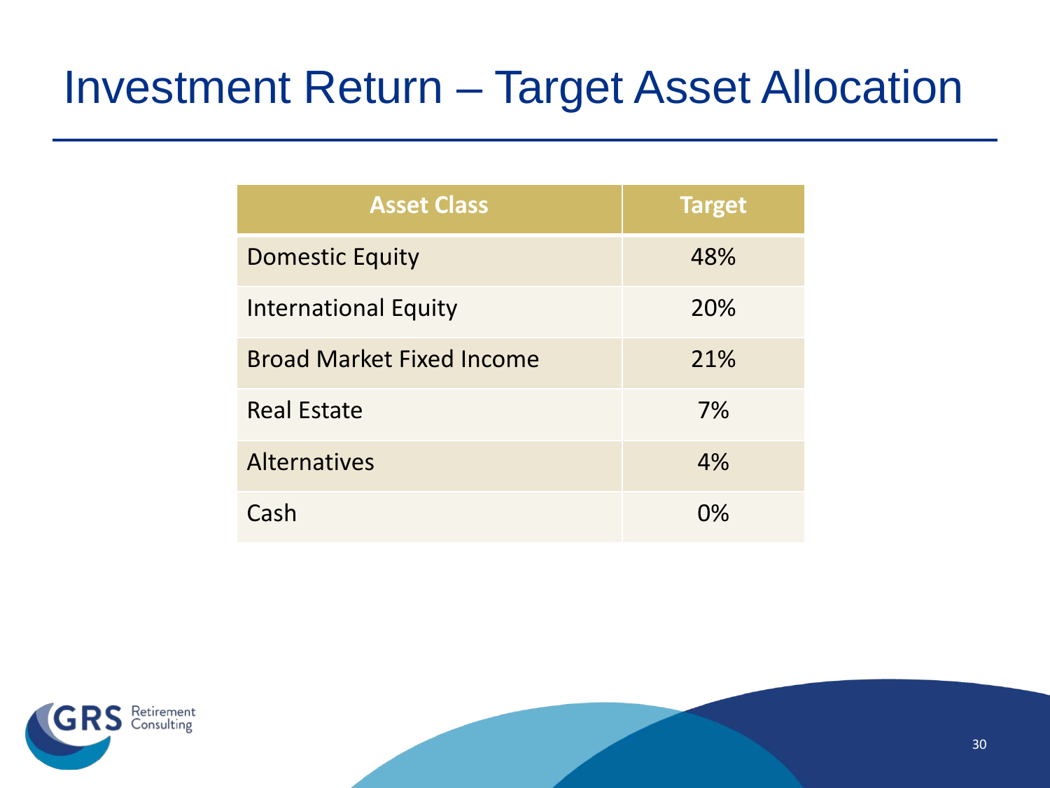# Investment Return – Target Asset Allocation

| Asset Class | Target |
|---|---|
| Domestic Equity | 48% |
| International Equity | 20% |
| Broad Market Fixed Income | 21% |
| Real Estate | 7% |
| Alternatives | 4% |
| Cash | 0% |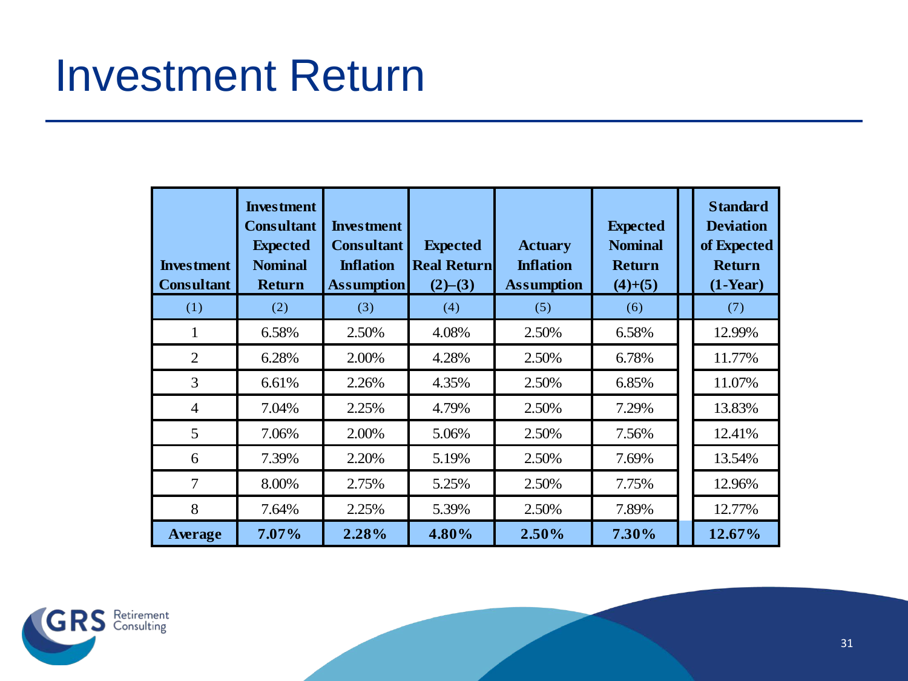# Investment Return

| Investment Consultant | Investment Consultant Expected Nominal Return | Investment Consultant Inflation Assumption | Expected Real Return (2)–(3) | Actuary Inflation Assumption | Expected Nominal Return (4)+(5) | Standard Deviation of Expected Return (1-Year) |
|---|---|---|---|---|---|---|
| (1) | (2) | (3) | (4) | (5) | (6) | (7) |
| 1 | 6.58% | 2.50% | 4.08% | 2.50% | 6.58% | 12.99% |
| 2 | 6.28% | 2.00% | 4.28% | 2.50% | 6.78% | 11.77% |
| 3 | 6.61% | 2.26% | 4.35% | 2.50% | 6.85% | 11.07% |
| 4 | 7.04% | 2.25% | 4.79% | 2.50% | 7.29% | 13.83% |
| 5 | 7.06% | 2.00% | 5.06% | 2.50% | 7.56% | 12.41% |
| 6 | 7.39% | 2.20% | 5.19% | 2.50% | 7.69% | 13.54% |
| 7 | 8.00% | 2.75% | 5.25% | 2.50% | 7.75% | 12.96% |
| 8 | 7.64% | 2.25% | 5.39% | 2.50% | 7.89% | 12.77% |
| **Average** | **7.07%** | **2.28%** | **4.80%** | **2.50%** | **7.30%** | **12.67%** |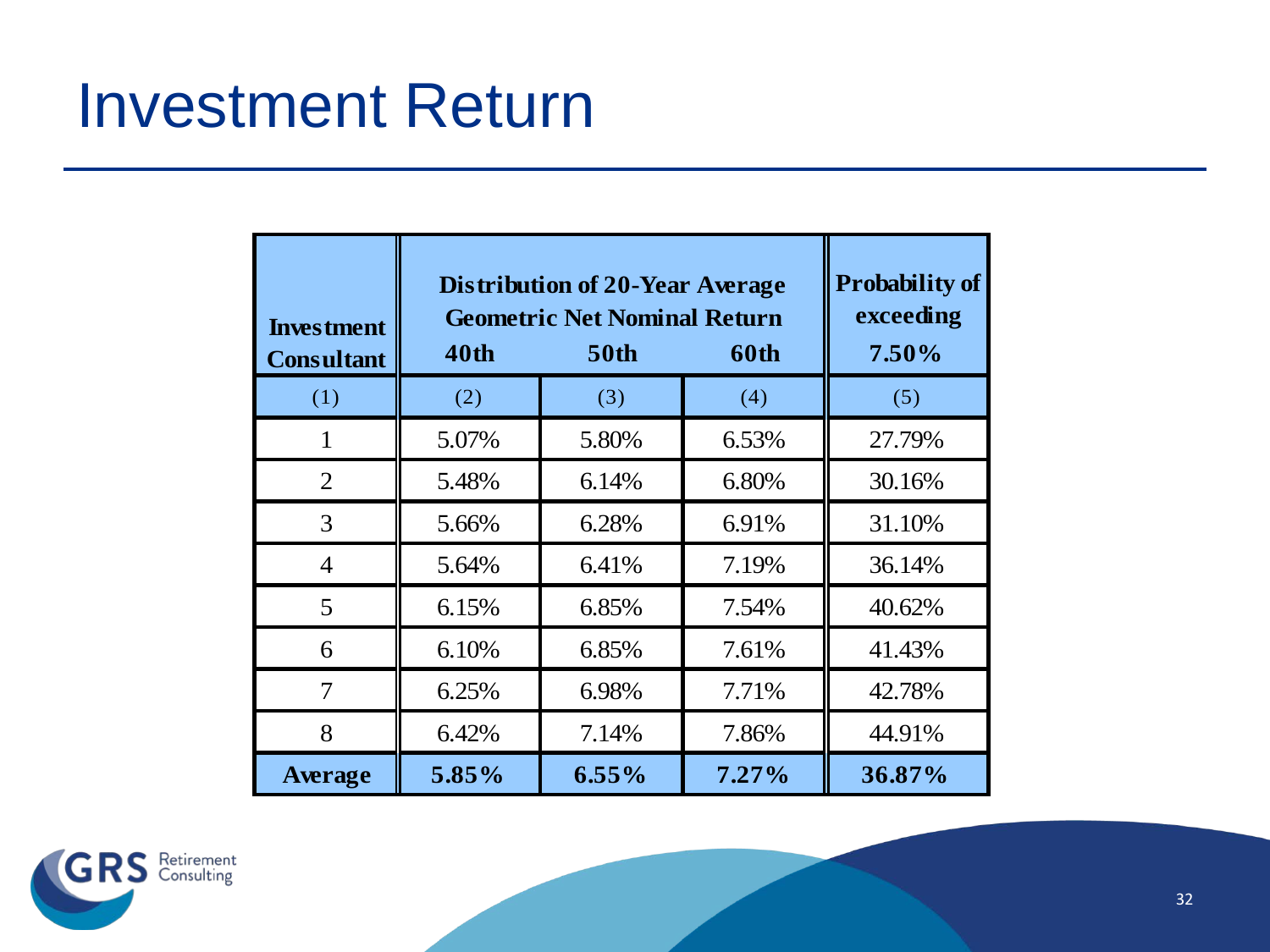# Investment Return

| Investment Consultant | Distribution of 20-Year Average Geometric Net Nominal Return 40th | 50th | 60th | Probability of exceeding 7.50% |
|---|---|---|---|---|
| (1) | (2) | (3) | (4) | (5) |
| 1 | 5.07% | 5.80% | 6.53% | 27.79% |
| 2 | 5.48% | 6.14% | 6.80% | 30.16% |
| 3 | 5.66% | 6.28% | 6.91% | 31.10% |
| 4 | 5.64% | 6.41% | 7.19% | 36.14% |
| 5 | 6.15% | 6.85% | 7.54% | 40.62% |
| 6 | 6.10% | 6.85% | 7.61% | 41.43% |
| 7 | 6.25% | 6.98% | 7.71% | 42.78% |
| 8 | 6.42% | 7.14% | 7.86% | 44.91% |
| **Average** | **5.85%** | **6.55%** | **7.27%** | **36.87%** |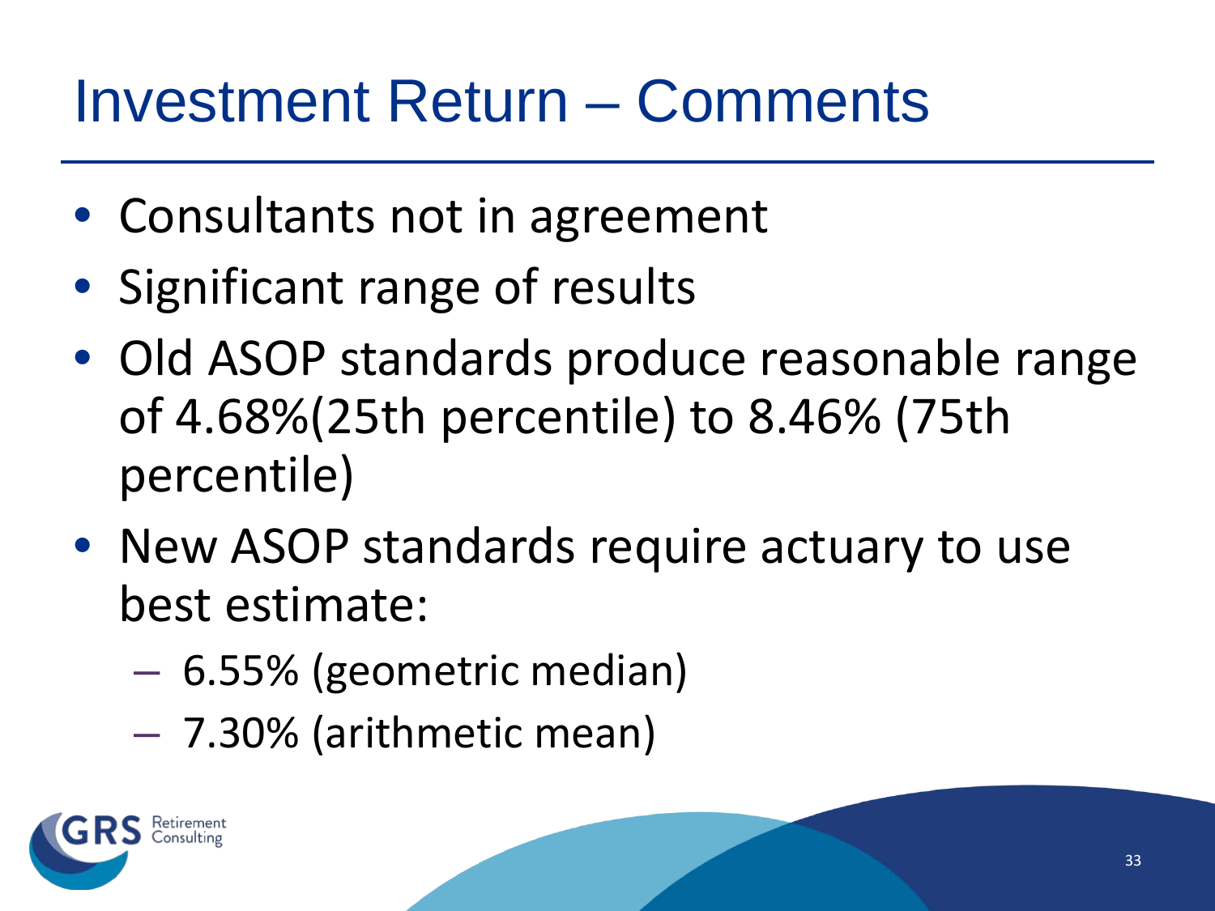# Investment Return – Comments

- Consultants not in agreement
- Significant range of results
- Old ASOP standards produce reasonable range of 4.68%(25th percentile) to 8.46% (75th percentile)
- New ASOP standards require actuary to use best estimate:
  - 6.55% (geometric median)
  - 7.30% (arithmetic mean)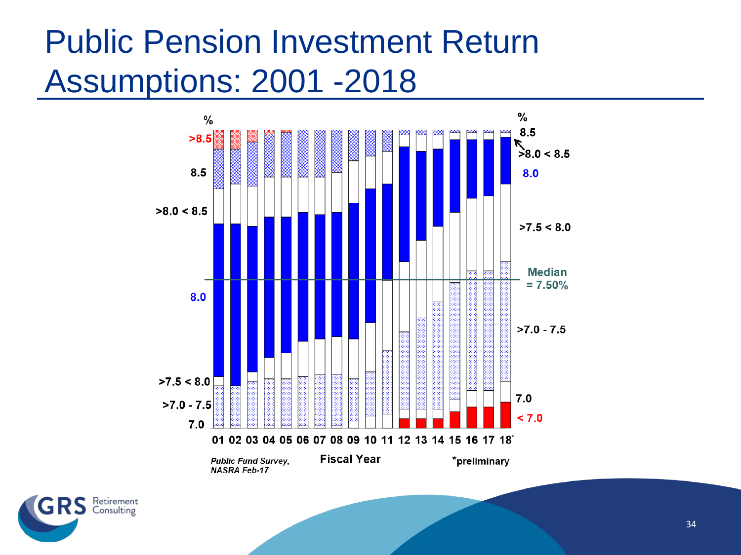# Public Pension Investment Return Assumptions: 2001 -2018

%

>8.5

8.5

>8.0 < 8.5

8.0

>7.5 < 8.0

>7.0 - 7.5

7.0

01 02 03 04 05 06 07 08 09 10 11 12 13 14 15 16 17 18*

%

8.5

>8.0 < 8.5

8.0

>7.5 < 8.0

Median = 7.50%

>7.0 - 7.5

7.0

< 7.0

*Public Fund Survey, NASRA Feb-17*

Fiscal Year

*preliminary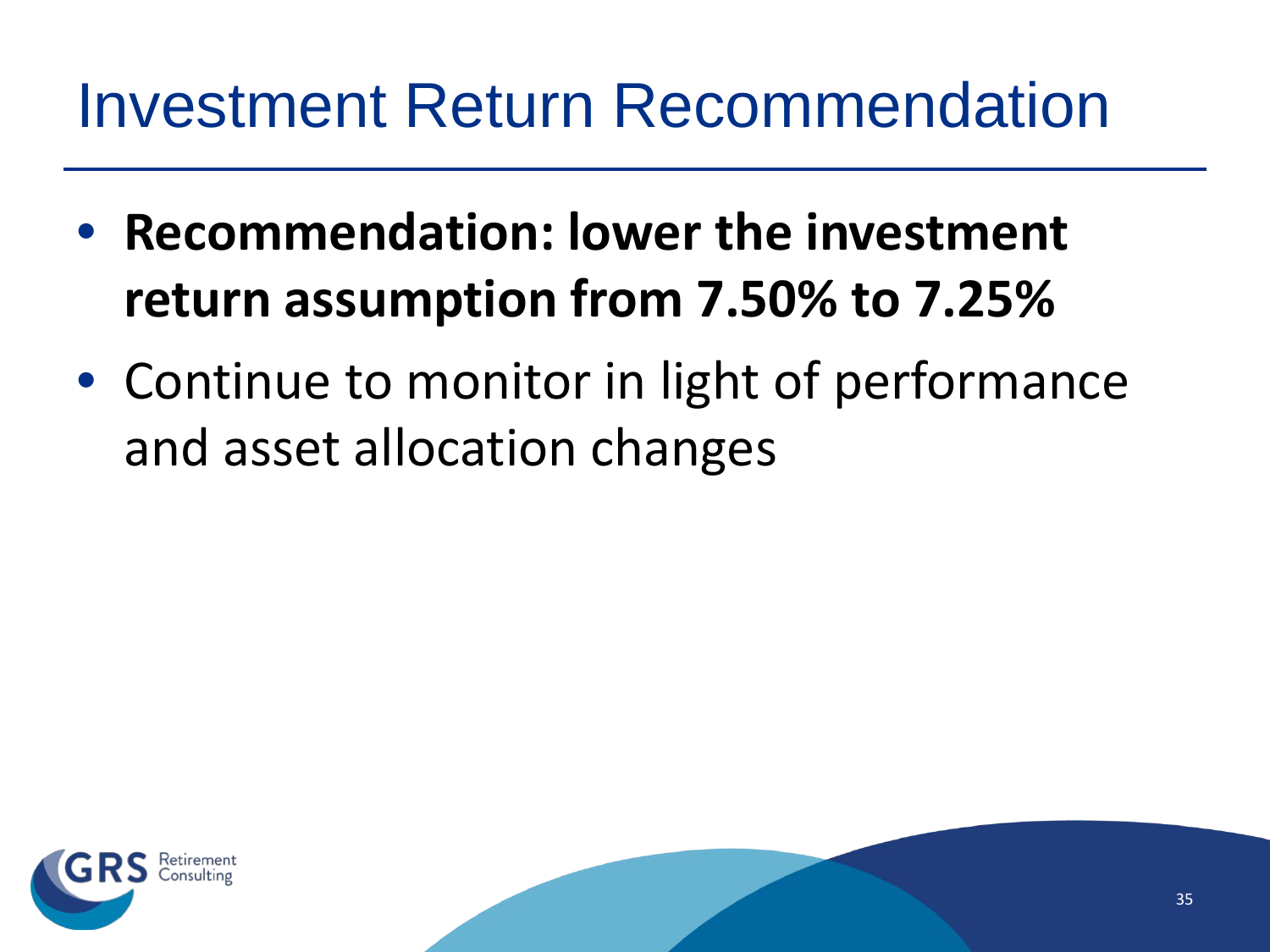# Investment Return Recommendation

- **Recommendation: lower the investment return assumption from 7.50% to 7.25%**
- Continue to monitor in light of performance and asset allocation changes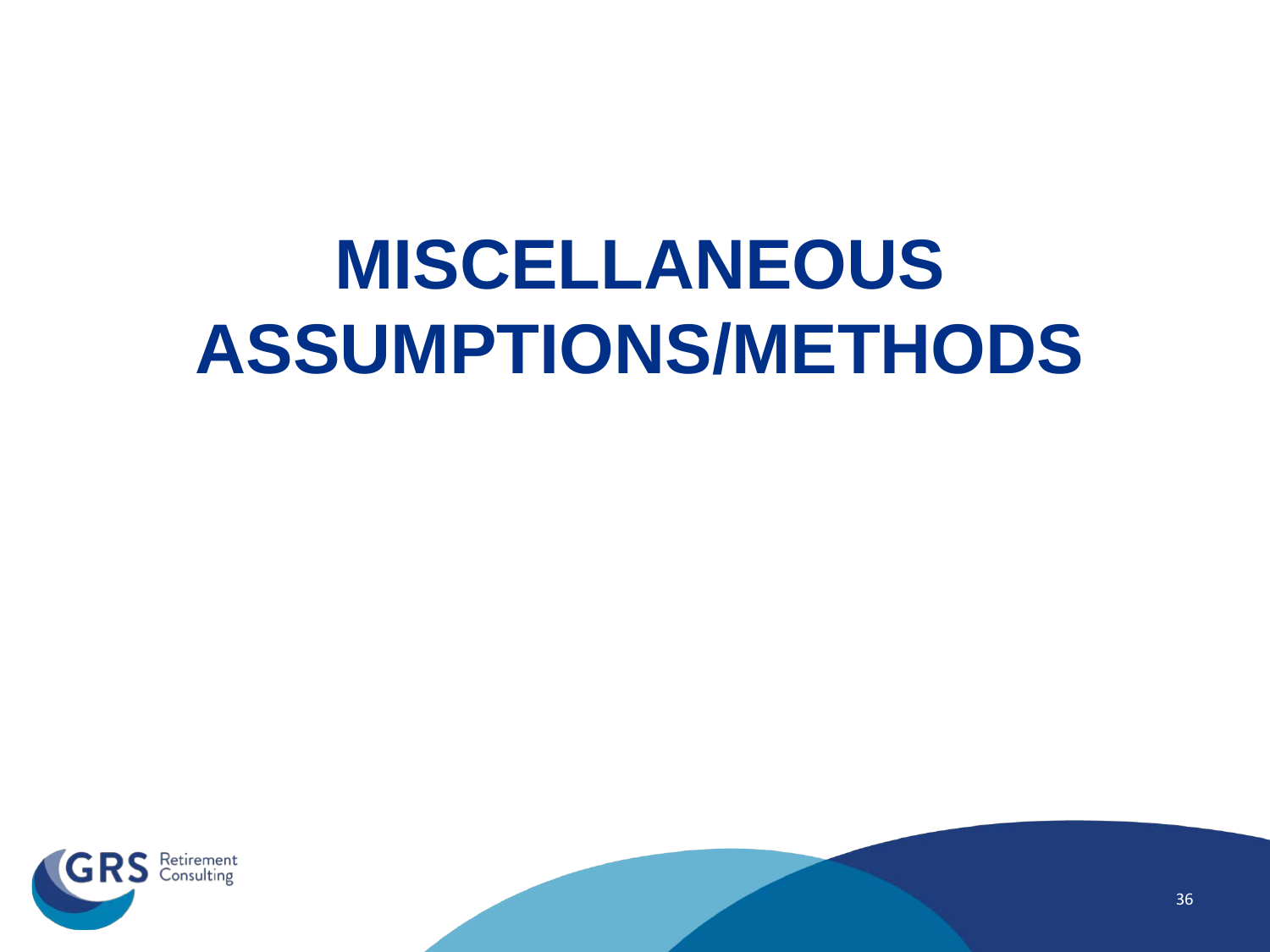# MISCELLANEOUS ASSUMPTIONS/METHODS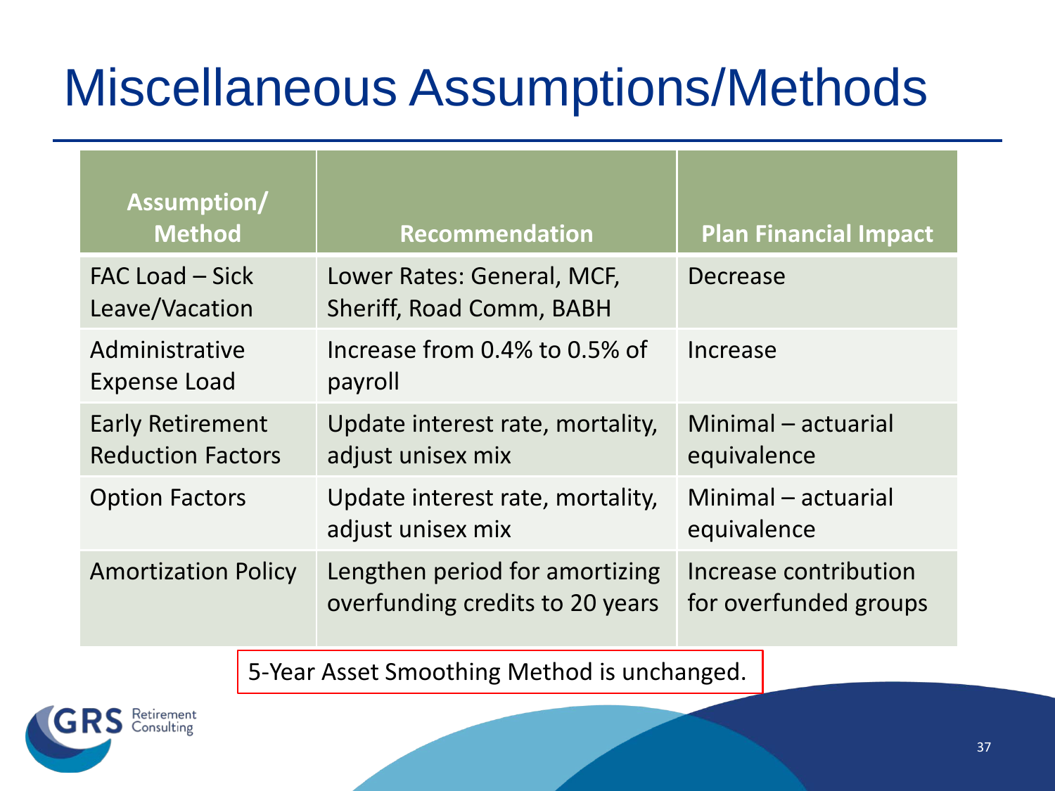# Miscellaneous Assumptions/Methods

| Assumption/ Method | Recommendation | Plan Financial Impact |
|---|---|---|
| FAC Load – Sick Leave/Vacation | Lower Rates: General, MCF, Sheriff, Road Comm, BABH | Decrease |
| Administrative Expense Load | Increase from 0.4% to 0.5% of payroll | Increase |
| Early Retirement Reduction Factors | Update interest rate, mortality, adjust unisex mix | Minimal – actuarial equivalence |
| Option Factors | Update interest rate, mortality, adjust unisex mix | Minimal – actuarial equivalence |
| Amortization Policy | Lengthen period for amortizing overfunding credits to 20 years | Increase contribution for overfunded groups |

5-Year Asset Smoothing Method is unchanged.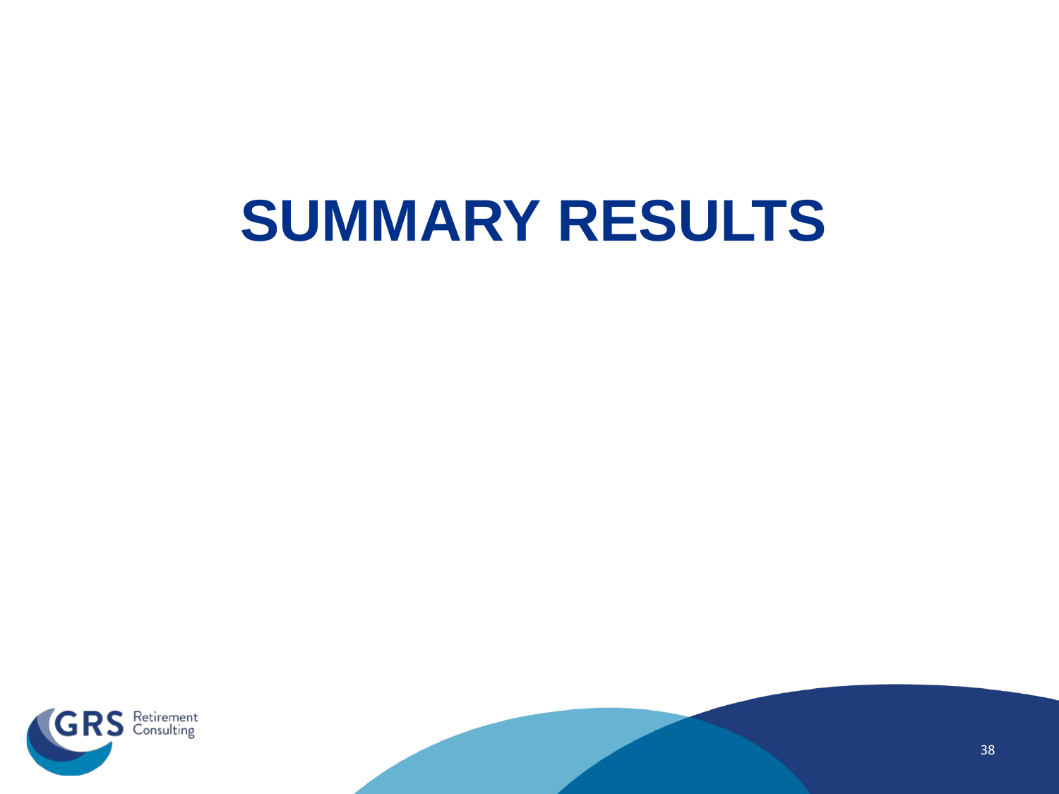# SUMMARY RESULTS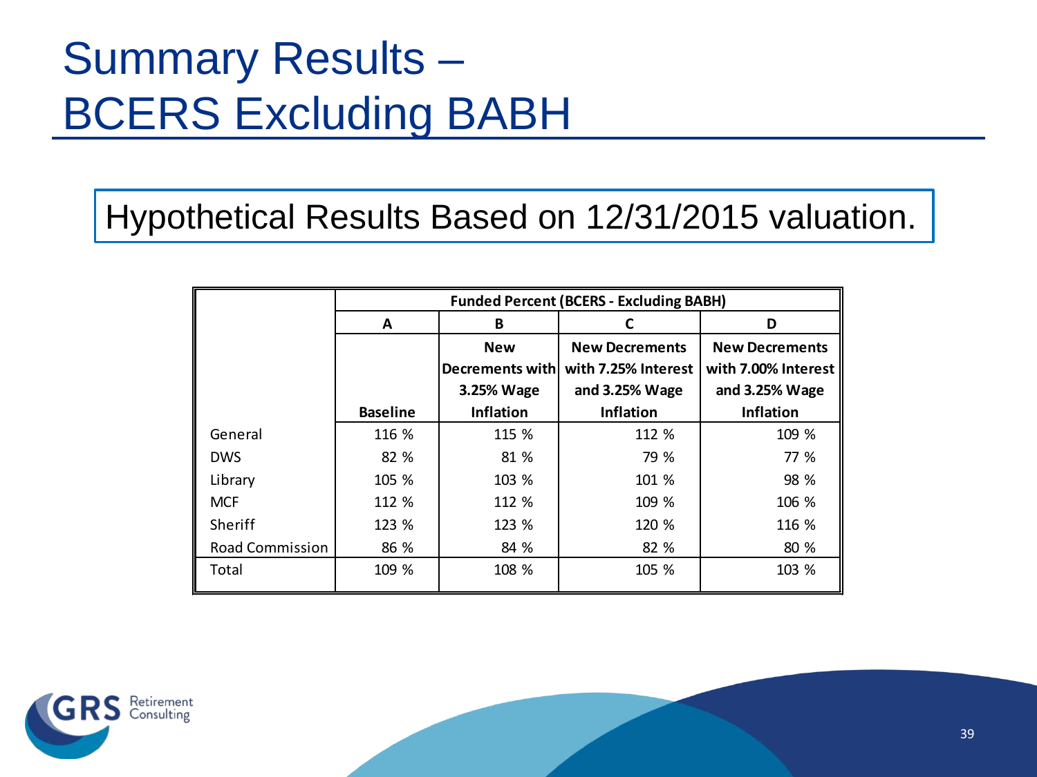# Summary Results – BCERS Excluding BABH

Hypothetical Results Based on 12/31/2015 valuation.

| | Funded Percent (BCERS - Excluding BABH) | | | |
|---|---|---|---|---|
| | A | B | C | D |
| | Baseline | New Decrements with 3.25% Wage Inflation | New Decrements with 7.25% Interest and 3.25% Wage Inflation | New Decrements with 7.00% Interest and 3.25% Wage Inflation |
| General | 116 % | 115 % | 112 % | 109 % |
| DWS | 82 % | 81 % | 79 % | 77 % |
| Library | 105 % | 103 % | 101 % | 98 % |
| MCF | 112 % | 112 % | 109 % | 106 % |
| Sheriff | 123 % | 123 % | 120 % | 116 % |
| Road Commission | 86 % | 84 % | 82 % | 80 % |
| Total | 109 % | 108 % | 105 % | 103 % |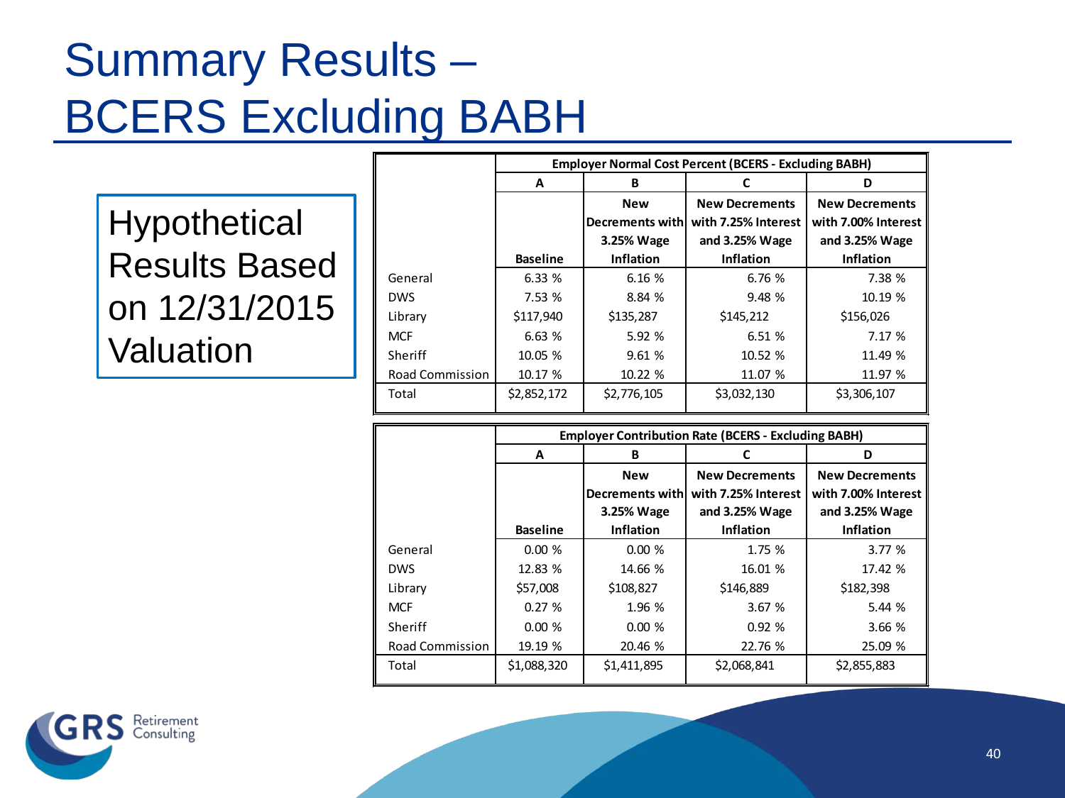# Summary Results – BCERS Excluding BABH

Hypothetical Results Based on 12/31/2015 Valuation

| | Employer Normal Cost Percent (BCERS - Excluding BABH) | | | |
|---|---|---|---|---|
| | A | B | C | D |
| | Baseline | New Decrements with 3.25% Wage Inflation | New Decrements with 7.25% Interest and 3.25% Wage Inflation | New Decrements with 7.00% Interest and 3.25% Wage Inflation |
| General | 6.33 % | 6.16 % | 6.76 % | 7.38 % |
| DWS | 7.53 % | 8.84 % | 9.48 % | 10.19 % |
| Library | $117,940 | $135,287 | $145,212 | $156,026 |
| MCF | 6.63 % | 5.92 % | 6.51 % | 7.17 % |
| Sheriff | 10.05 % | 9.61 % | 10.52 % | 11.49 % |
| Road Commission | 10.17 % | 10.22 % | 11.07 % | 11.97 % |
| Total | $2,852,172 | $2,776,105 | $3,032,130 | $3,306,107 |

| | Employer Contribution Rate (BCERS - Excluding BABH) | | | |
|---|---|---|---|---|
| | A | B | C | D |
| | Baseline | New Decrements with 3.25% Wage Inflation | New Decrements with 7.25% Interest and 3.25% Wage Inflation | New Decrements with 7.00% Interest and 3.25% Wage Inflation |
| General | 0.00 % | 0.00 % | 1.75 % | 3.77 % |
| DWS | 12.83 % | 14.66 % | 16.01 % | 17.42 % |
| Library | $57,008 | $108,827 | $146,889 | $182,398 |
| MCF | 0.27 % | 1.96 % | 3.67 % | 5.44 % |
| Sheriff | 0.00 % | 0.00 % | 0.92 % | 3.66 % |
| Road Commission | 19.19 % | 20.46 % | 22.76 % | 25.09 % |
| Total | $1,088,320 | $1,411,895 | $2,068,841 | $2,855,883 |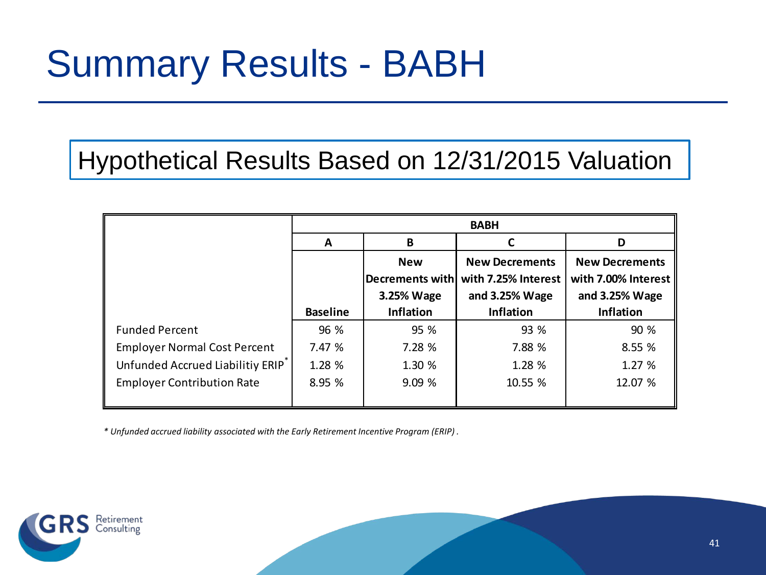# Summary Results - BABH

## Hypothetical Results Based on 12/31/2015 Valuation

| | BABH | | | |
|---|---|---|---|---|
| | A | B | C | D |
| | Baseline | New Decrements with 3.25% Wage Inflation | New Decrements with 7.25% Interest and 3.25% Wage Inflation | New Decrements with 7.00% Interest and 3.25% Wage Inflation |
| Funded Percent | 96 % | 95 % | 93 % | 90 % |
| Employer Normal Cost Percent | 7.47 % | 7.28 % | 7.88 % | 8.55 % |
| Unfunded Accrued Liabilitiy ERIP* | 1.28 % | 1.30 % | 1.28 % | 1.27 % |
| Employer Contribution Rate | 8.95 % | 9.09 % | 10.55 % | 12.07 % |

*\* Unfunded accrued liability associated with the Early Retirement Incentive Program (ERIP) .*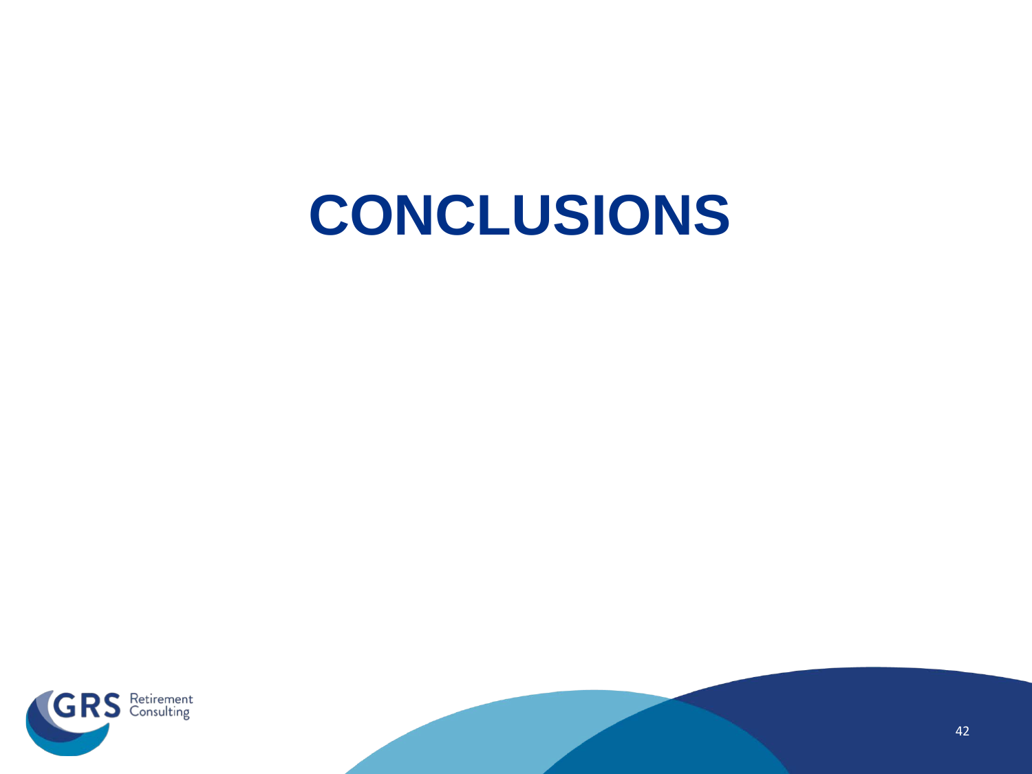# CONCLUSIONS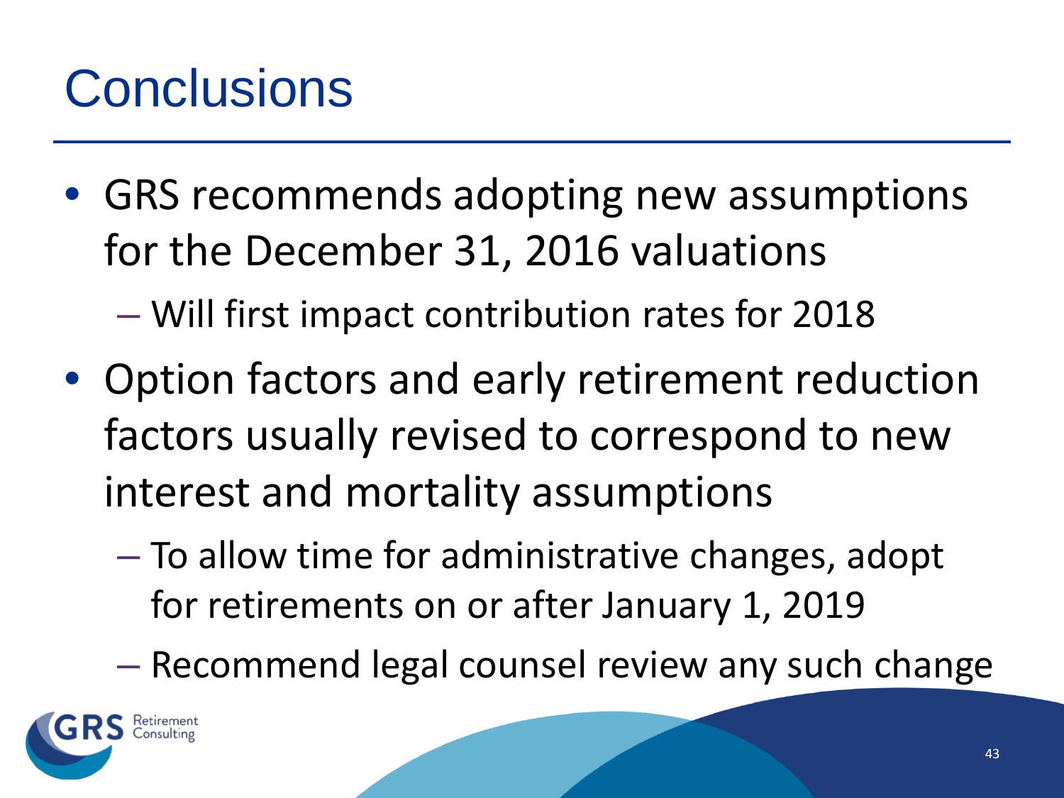# Conclusions

- GRS recommends adopting new assumptions for the December 31, 2016 valuations
  - Will first impact contribution rates for 2018
- Option factors and early retirement reduction factors usually revised to correspond to new interest and mortality assumptions
  - To allow time for administrative changes, adopt for retirements on or after January 1, 2019
  - Recommend legal counsel review any such change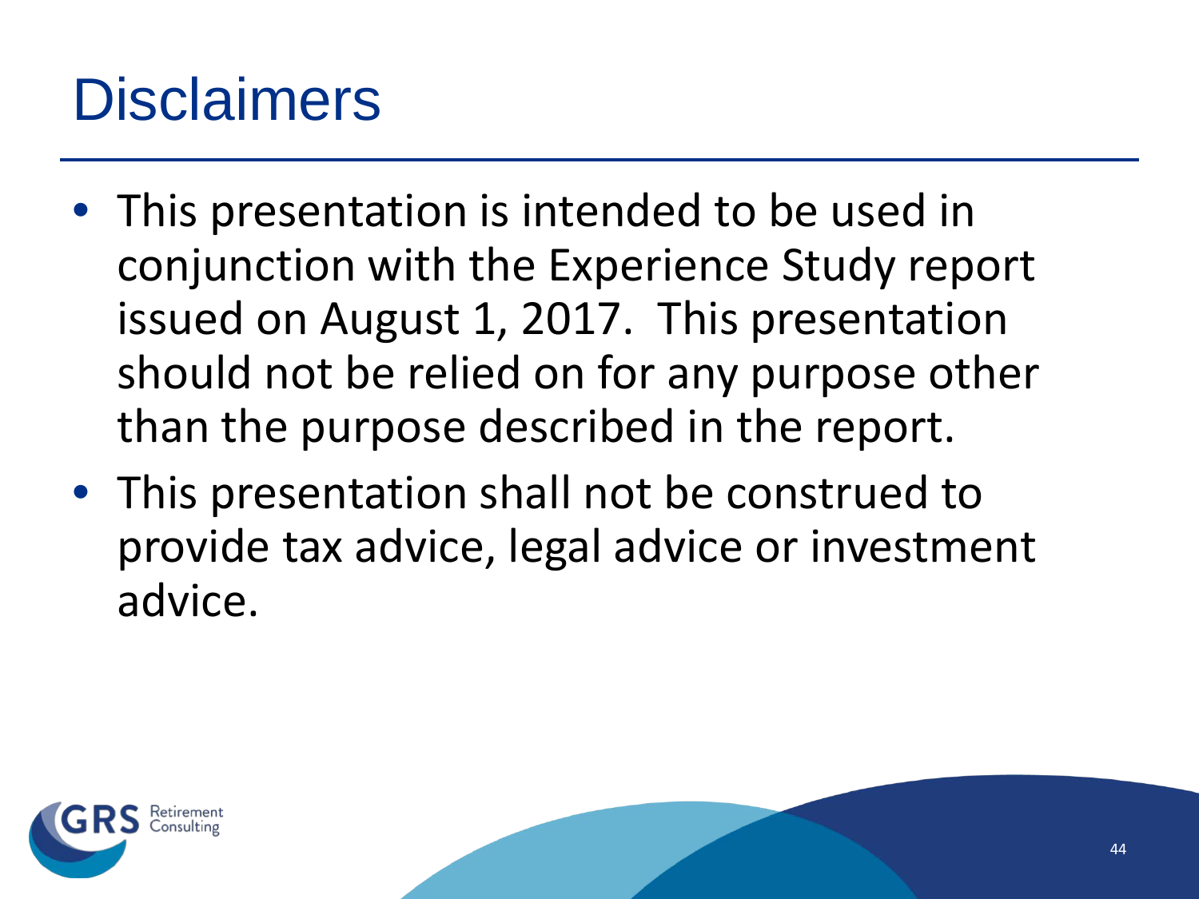# Disclaimers

- This presentation is intended to be used in conjunction with the Experience Study report issued on August 1, 2017. This presentation should not be relied on for any purpose other than the purpose described in the report.
- This presentation shall not be construed to provide tax advice, legal advice or investment advice.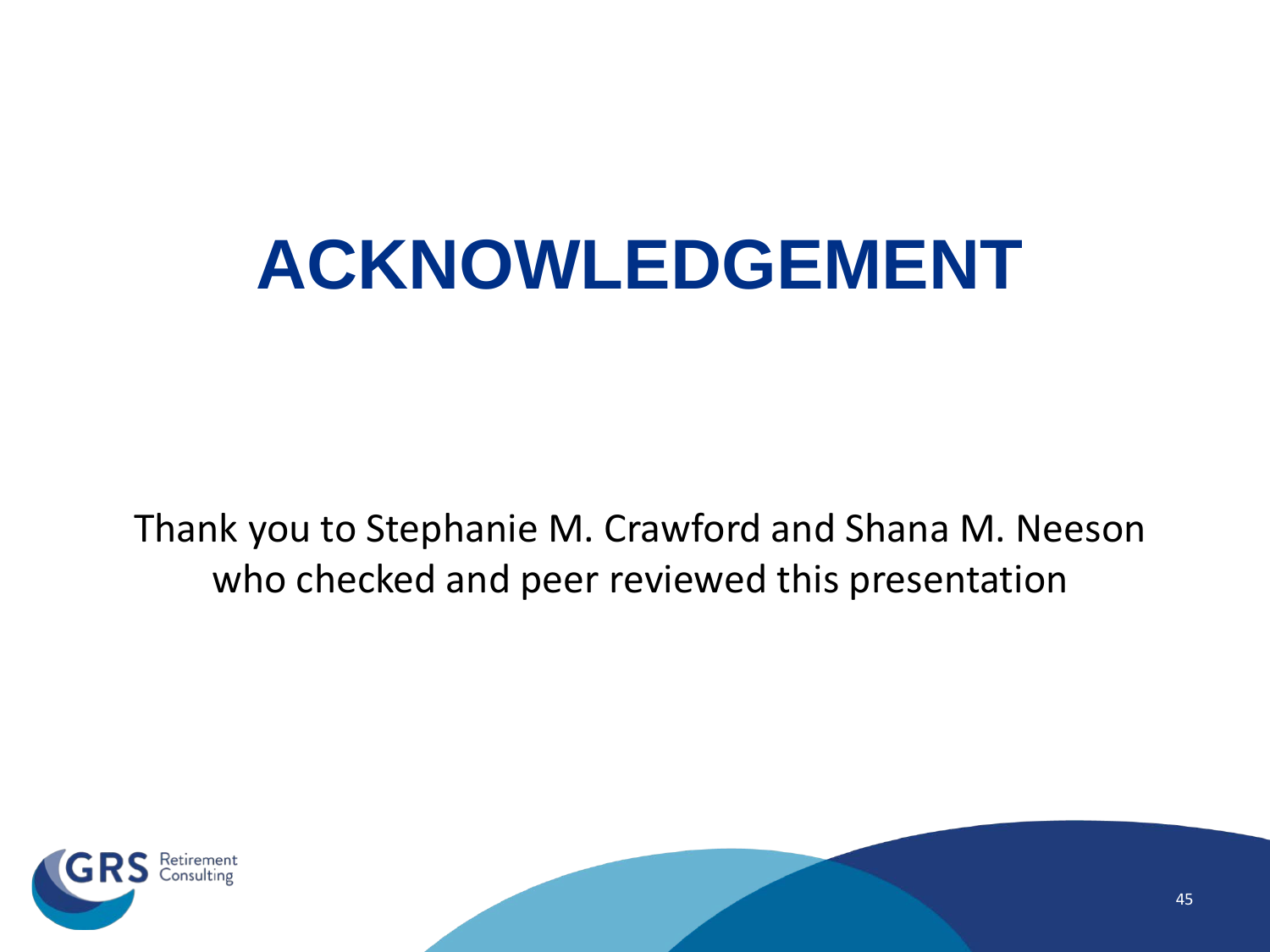# ACKNOWLEDGEMENT

Thank you to Stephanie M. Crawford and Shana M. Neeson who checked and peer reviewed this presentation